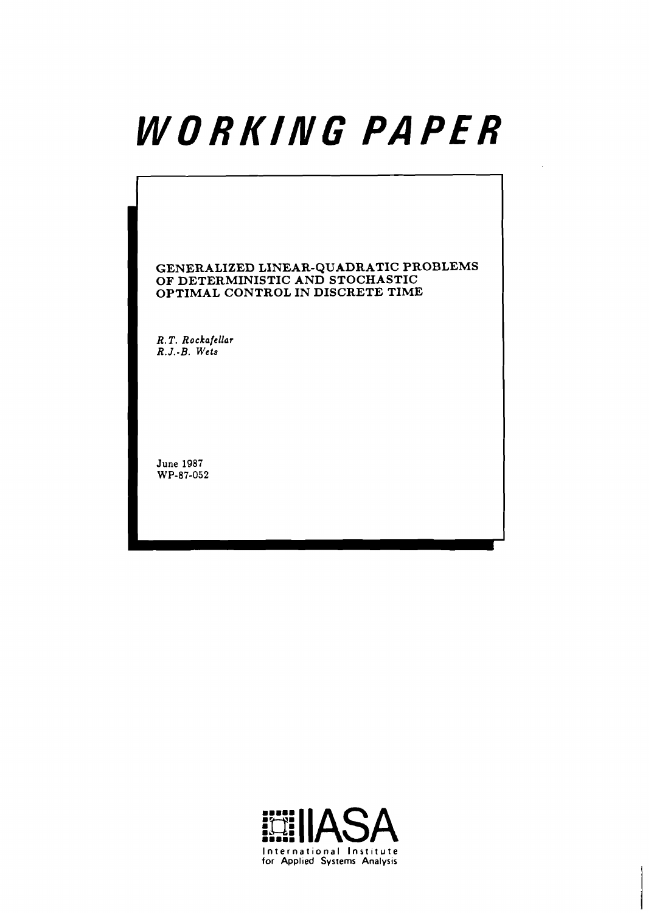# WORKING PAPER

GENERALIZED LINEAR-QUADRATIC PROBLEMS OF DETERMINISTIC AND STOCHASTIC OPTIMAL CONTROL IN DISCRETE TIME

*R.T. Rockafellar*
*R.J.-B. Wets*

June 1987
WP-87-052

IIASA
International Institute for Applied Systems Analysis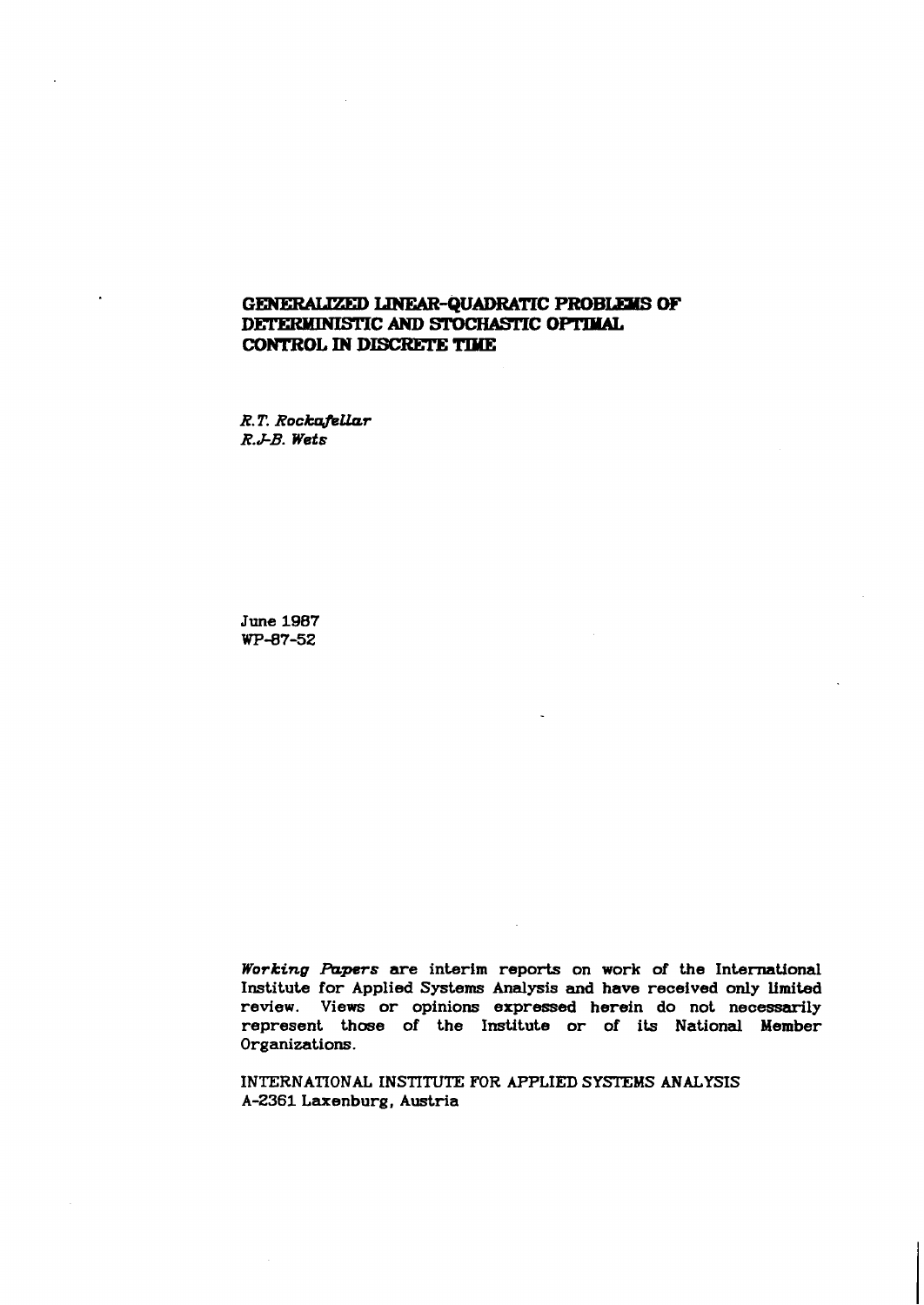# GENERALIZED LINEAR-QUADRATIC PROBLEMS OF DETERMINISTIC AND STOCHASTIC OPTIMAL CONTROL IN DISCRETE TIME

*R.T. Rockafellar*
*R.J-B. Wets*

June 1987
WP-87-52

*Working Papers* are interim reports on work of the International Institute for Applied Systems Analysis and have received only limited review. Views or opinions expressed herein do not necessarily represent those of the Institute or of its National Member Organizations.

INTERNATIONAL INSTITUTE FOR APPLIED SYSTEMS ANALYSIS
A-2361 Laxenburg, Austria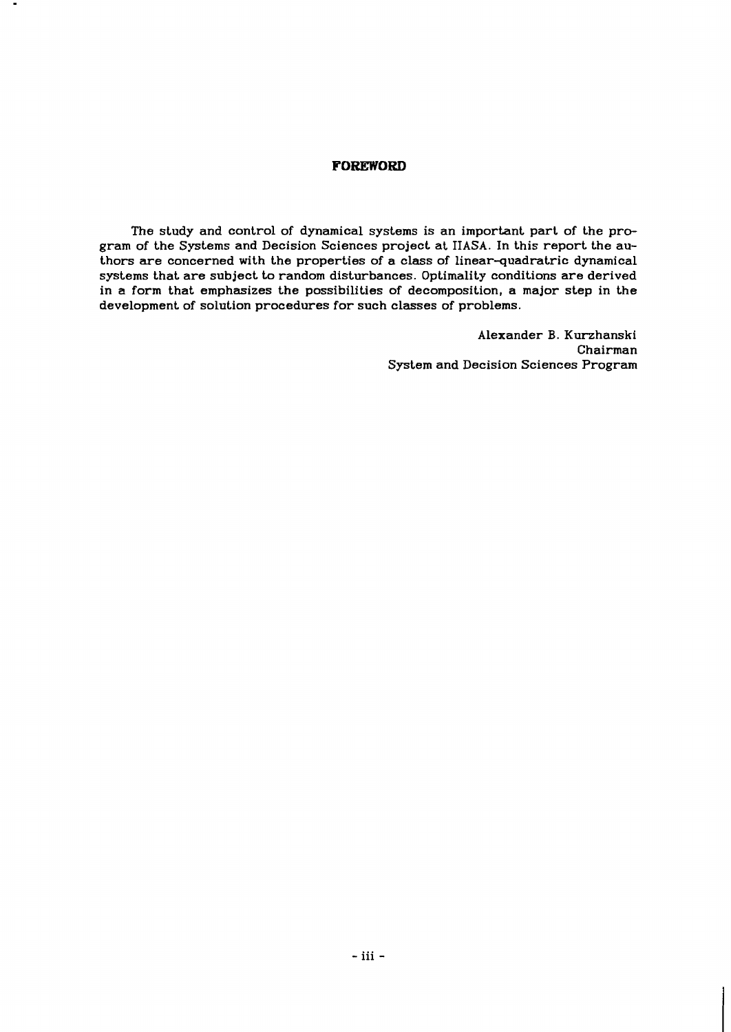## FOREWORD

The study and control of dynamical systems is an important part of the program of the Systems and Decision Sciences project at IIASA. In this report the authors are concerned with the properties of a class of linear-quadratric dynamical systems that are subject to random disturbances. Optimality conditions are derived in a form that emphasizes the possibilities of decomposition, a major step in the development of solution procedures for such classes of problems.

Alexander B. Kurzhanski
Chairman
System and Decision Sciences Program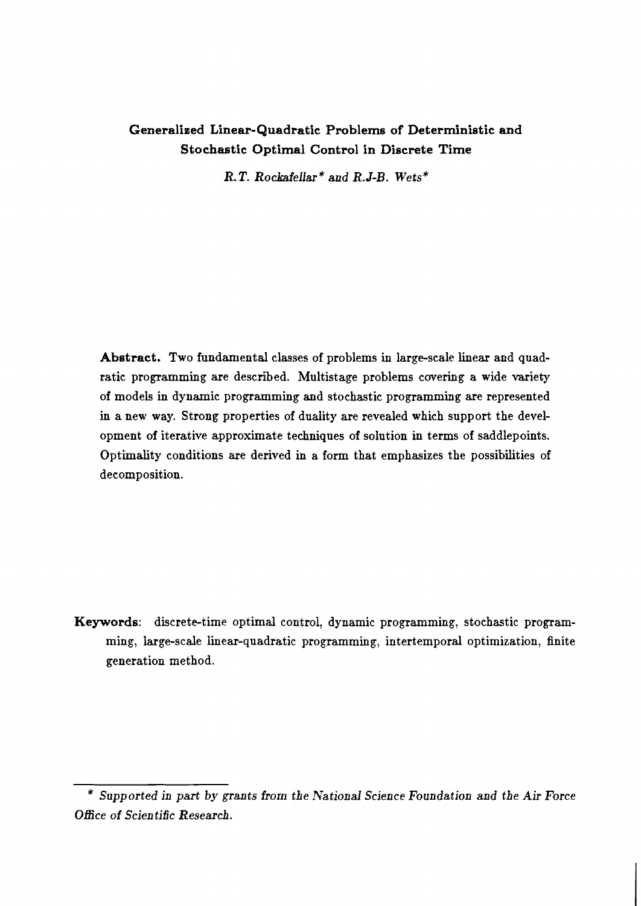# Generalized Linear-Quadratic Problems of Deterministic and Stochastic Optimal Control in Discrete Time

*R.T. Rockafellar\* and R.J-B. Wets\**

**Abstract.** Two fundamental classes of problems in large-scale linear and quadratic programming are described. Multistage problems covering a wide variety of models in dynamic programming and stochastic programming are represented in a new way. Strong properties of duality are revealed which support the development of iterative approximate techniques of solution in terms of saddlepoints. Optimality conditions are derived in a form that emphasizes the possibilities of decomposition.

**Keywords**: discrete-time optimal control, dynamic programming, stochastic programming, large-scale linear-quadratic programming, intertemporal optimization, finite generation method.

---

\* *Supported in part by grants from the National Science Foundation and the Air Force Office of Scientific Research.*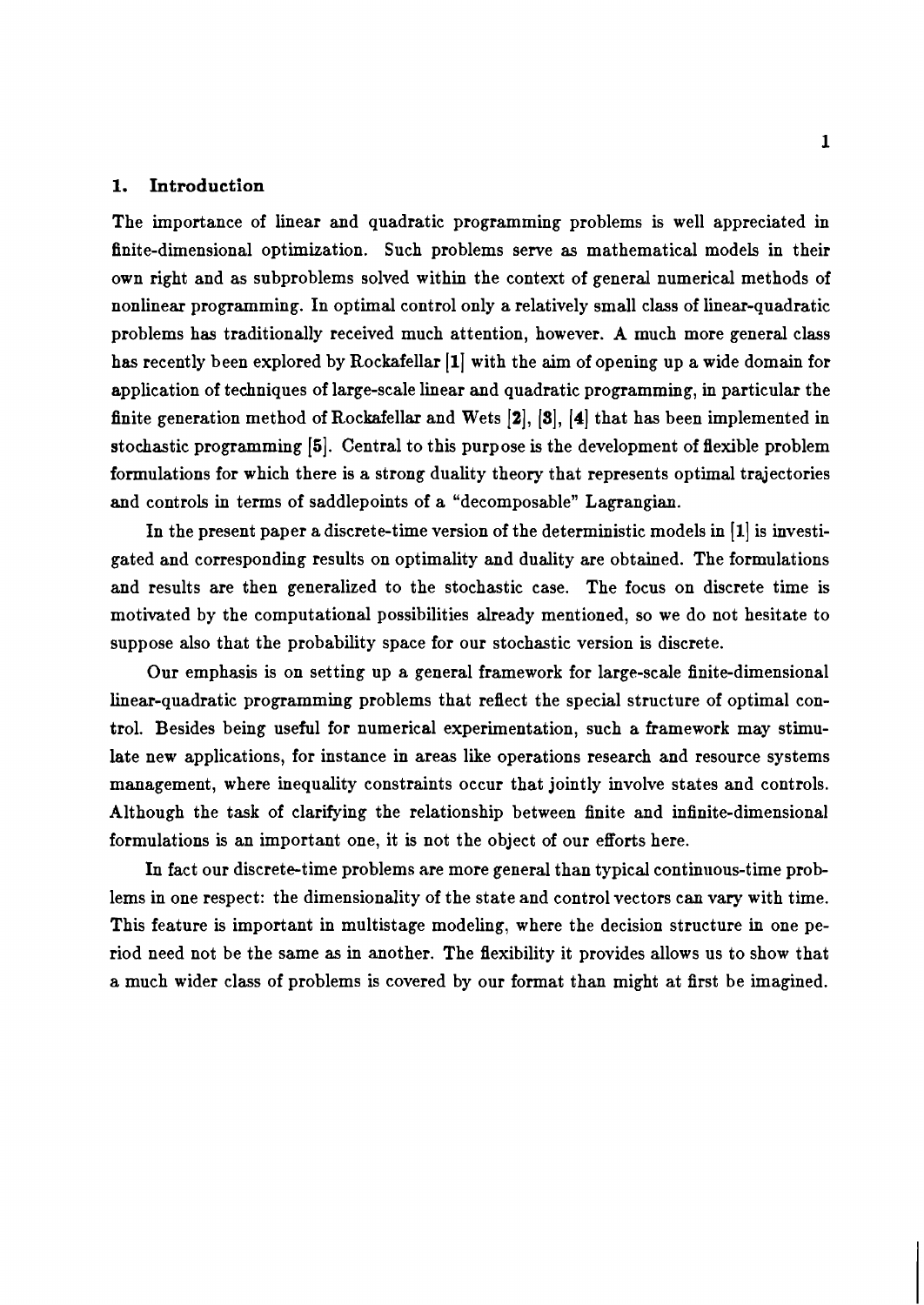## 1. Introduction

The importance of linear and quadratic programming problems is well appreciated in finite-dimensional optimization. Such problems serve as mathematical models in their own right and as subproblems solved within the context of general numerical methods of nonlinear programming. In optimal control only a relatively small class of linear-quadratic problems has traditionally received much attention, however. A much more general class has recently been explored by Rockafellar [1] with the aim of opening up a wide domain for application of techniques of large-scale linear and quadratic programming, in particular the finite generation method of Rockafellar and Wets [2], [3], [4] that has been implemented in stochastic programming [5]. Central to this purpose is the development of flexible problem formulations for which there is a strong duality theory that represents optimal trajectories and controls in terms of saddlepoints of a "decomposable" Lagrangian.

In the present paper a discrete-time version of the deterministic models in [1] is investigated and corresponding results on optimality and duality are obtained. The formulations and results are then generalized to the stochastic case. The focus on discrete time is motivated by the computational possibilities already mentioned, so we do not hesitate to suppose also that the probability space for our stochastic version is discrete.

Our emphasis is on setting up a general framework for large-scale finite-dimensional linear-quadratic programming problems that reflect the special structure of optimal control. Besides being useful for numerical experimentation, such a framework may stimulate new applications, for instance in areas like operations research and resource systems management, where inequality constraints occur that jointly involve states and controls. Although the task of clarifying the relationship between finite and infinite-dimensional formulations is an important one, it is not the object of our efforts here.

In fact our discrete-time problems are more general than typical continuous-time problems in one respect: the dimensionality of the state and control vectors can vary with time. This feature is important in multistage modeling, where the decision structure in one period need not be the same as in another. The flexibility it provides allows us to show that a much wider class of problems is covered by our format than might at first be imagined.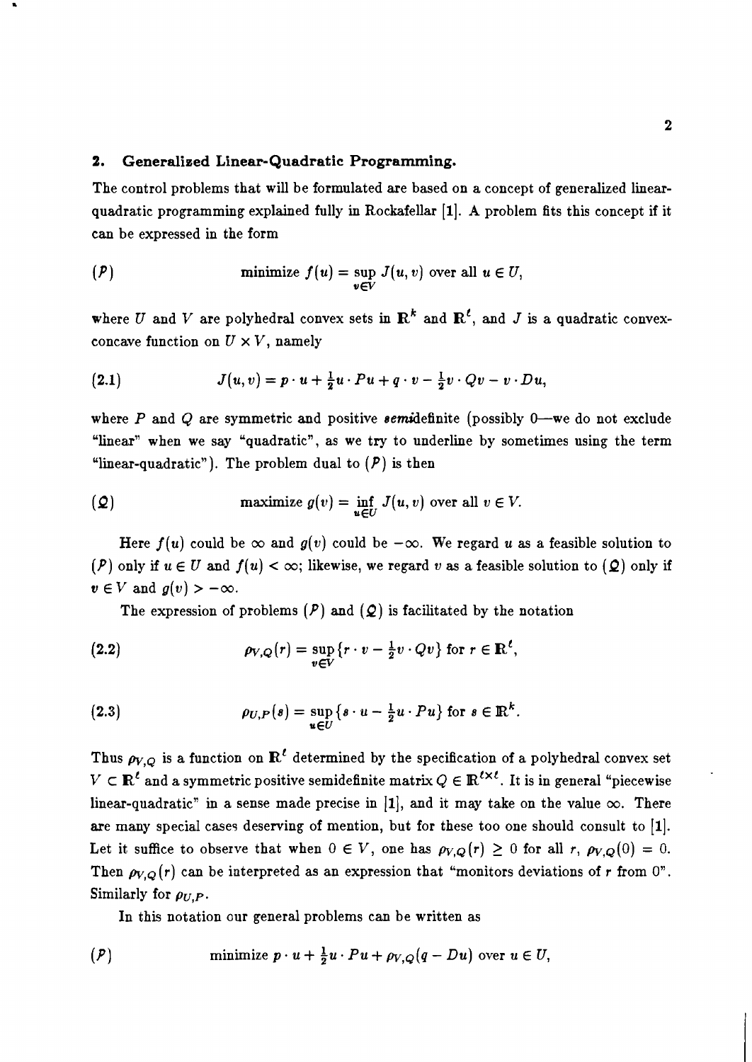## 2. Generalized Linear-Quadratic Programming.

The control problems that will be formulated are based on a concept of generalized linear-quadratic programming explained fully in Rockafellar [1]. A problem fits this concept if it can be expressed in the form

$$(\mathcal{P}) \qquad \text{minimize } f(u) = \sup_{v \in V} J(u,v) \text{ over all } u \in U,$$

where $U$ and $V$ are polyhedral convex sets in $\mathbb{R}^k$ and $\mathbb{R}^\ell$, and $J$ is a quadratic convex-concave function on $U \times V$, namely

$$J(u,v) = p \cdot u + \tfrac{1}{2} u \cdot Pu + q \cdot v - \tfrac{1}{2} v \cdot Qv - v \cdot Du, \tag{2.1}$$

where $P$ and $Q$ are symmetric and positive *semi*definite (possibly 0—we do not exclude "linear" when we say "quadratic", as we try to underline by sometimes using the term "linear-quadratic"). The problem dual to $(\mathcal{P})$ is then

$$(\mathcal{Q}) \qquad \text{maximize } g(v) = \inf_{u \in U} J(u,v) \text{ over all } v \in V.$$

Here $f(u)$ could be $\infty$ and $g(v)$ could be $-\infty$. We regard $u$ as a feasible solution to $(\mathcal{P})$ only if $u \in U$ and $f(u) < \infty$; likewise, we regard $v$ as a feasible solution to $(\mathcal{Q})$ only if $v \in V$ and $g(v) > -\infty$.

The expression of problems $(\mathcal{P})$ and $(\mathcal{Q})$ is facilitated by the notation

$$\rho_{V,Q}(r) = \sup_{v \in V} \{ r \cdot v - \tfrac{1}{2} v \cdot Qv \} \text{ for } r \in \mathbb{R}^\ell, \tag{2.2}$$

$$\rho_{U,P}(s) = \sup_{u \in U} \{ s \cdot u - \tfrac{1}{2} u \cdot Pu \} \text{ for } s \in \mathbb{R}^k. \tag{2.3}$$

Thus $\rho_{V,Q}$ is a function on $\mathbb{R}^\ell$ determined by the specification of a polyhedral convex set $V \subset \mathbb{R}^\ell$ and a symmetric positive semidefinite matrix $Q \in \mathbb{R}^{\ell \times \ell}$. It is in general "piecewise linear-quadratic" in a sense made precise in [1], and it may take on the value $\infty$. There are many special cases deserving of mention, but for these too one should consult to [1]. Let it suffice to observe that when $0 \in V$, one has $\rho_{V,Q}(r) \geq 0$ for all $r$, $\rho_{V,Q}(0) = 0$. Then $\rho_{V,Q}(r)$ can be interpreted as an expression that "monitors deviations of $r$ from 0". Similarly for $\rho_{U,P}$.

In this notation our general problems can be written as

$$(\mathcal{P}) \qquad \text{minimize } p \cdot u + \tfrac{1}{2} u \cdot Pu + \rho_{V,Q}(q - Du) \text{ over } u \in U,$$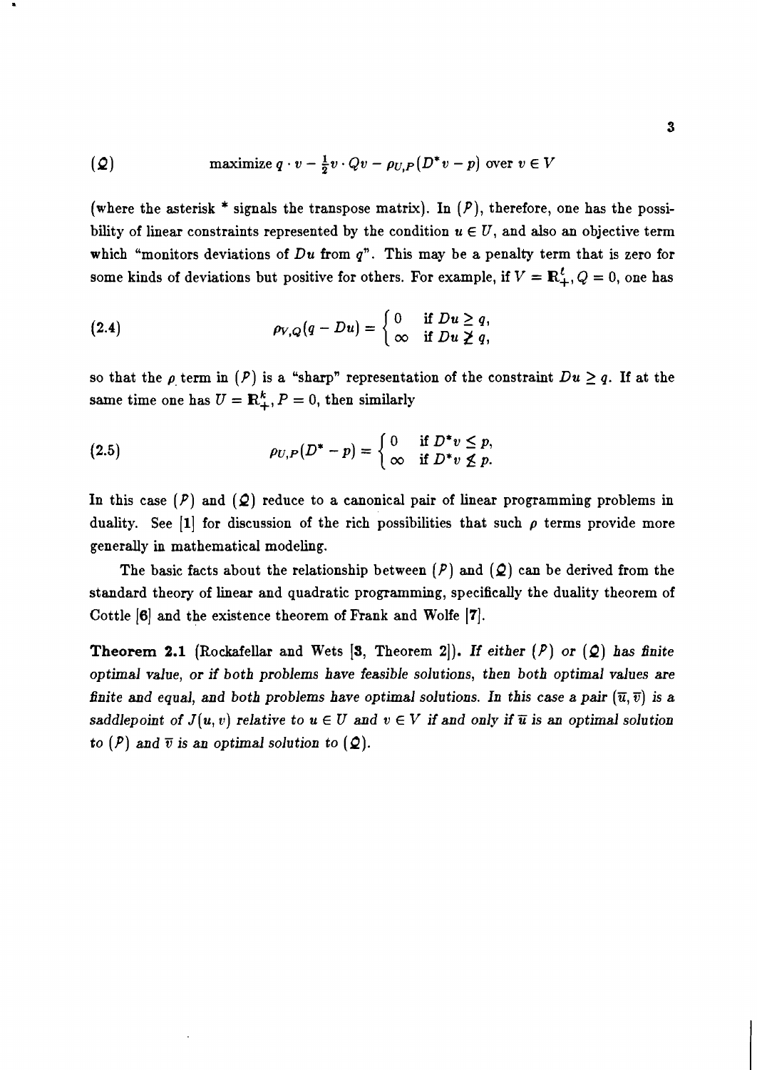$$(\mathcal{Q}) \qquad \text{maximize } q \cdot v - \tfrac{1}{2} v \cdot Qv - \rho_{U,P}(D^* v - p) \text{ over } v \in V$$

(where the asterisk * signals the transpose matrix). In $(\mathcal{P})$, therefore, one has the possibility of linear constraints represented by the condition $u \in U$, and also an objective term which "monitors deviations of $Du$ from $q$". This may be a penalty term that is zero for some kinds of deviations but positive for others. For example, if $V = \mathbb{R}^{\ell}_{+}$, $Q = 0$, one has

$$\rho_{V,Q}(q - Du) = \begin{cases} 0 & \text{if } Du \geq q, \\ \infty & \text{if } Du \ngeq q, \end{cases} \tag{2.4}$$

so that the $\rho$ term in $(\mathcal{P})$ is a "sharp" representation of the constraint $Du \geq q$. If at the same time one has $U = \mathbb{R}^{k}_{+}$, $P = 0$, then similarly

$$\rho_{U,P}(D^* - p) = \begin{cases} 0 & \text{if } D^* v \leq p, \\ \infty & \text{if } D^* v \nleq p. \end{cases} \tag{2.5}$$

In this case $(\mathcal{P})$ and $(\mathcal{Q})$ reduce to a canonical pair of linear programming problems in duality. See [1] for discussion of the rich possibilities that such $\rho$ terms provide more generally in mathematical modeling.

The basic facts about the relationship between $(\mathcal{P})$ and $(\mathcal{Q})$ can be derived from the standard theory of linear and quadratic programming, specifically the duality theorem of Cottle [6] and the existence theorem of Frank and Wolfe [7].

**Theorem 2.1** (Rockafellar and Wets [3, Theorem 2]). *If either $(\mathcal{P})$ or $(\mathcal{Q})$ has finite optimal value, or if both problems have feasible solutions, then both optimal values are finite and equal, and both problems have optimal solutions. In this case a pair $(\overline{u}, \overline{v})$ is a saddlepoint of $J(u, v)$ relative to $u \in U$ and $v \in V$ if and only if $\overline{u}$ is an optimal solution to $(\mathcal{P})$ and $\overline{v}$ is an optimal solution to $(\mathcal{Q})$.*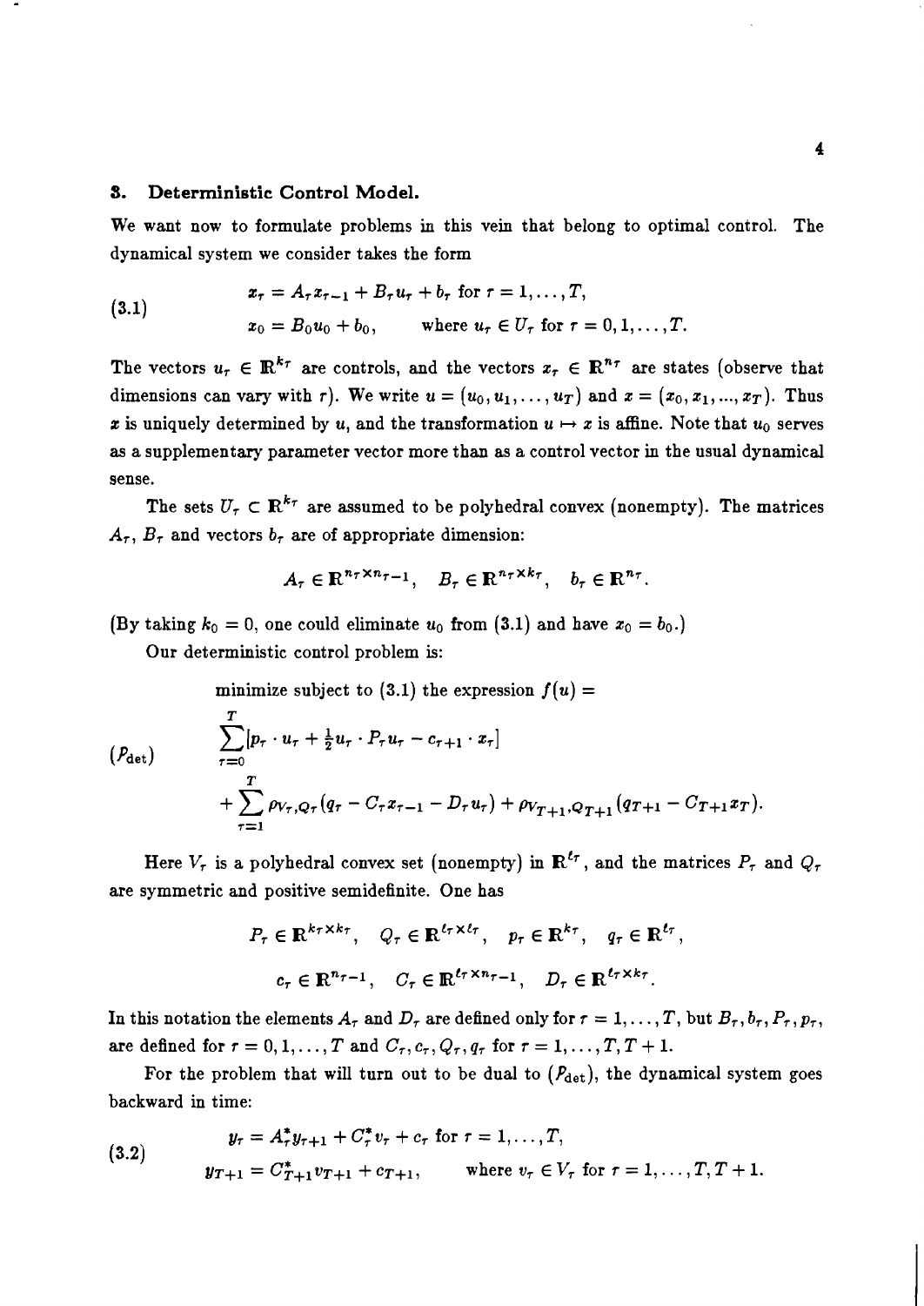## 3. Deterministic Control Model.

We want now to formulate problems in this vein that belong to optimal control. The dynamical system we consider takes the form

$$
\begin{aligned}
&x_\tau = A_\tau x_{\tau-1} + B_\tau u_\tau + b_\tau \text{ for } \tau = 1, \dots, T, \\
&x_0 = B_0 u_0 + b_0, \qquad \text{where } u_\tau \in U_\tau \text{ for } \tau = 0, 1, \dots, T.
\end{aligned}
\tag{3.1}
$$

The vectors $u_\tau \in \mathbb{R}^{k_\tau}$ are controls, and the vectors $x_\tau \in \mathbb{R}^{n_\tau}$ are states (observe that dimensions can vary with $\tau$). We write $u = (u_0, u_1, \dots, u_T)$ and $x = (x_0, x_1, ..., x_T)$. Thus $x$ is uniquely determined by $u$, and the transformation $u \mapsto x$ is affine. Note that $u_0$ serves as a supplementary parameter vector more than as a control vector in the usual dynamical sense.

The sets $U_\tau \subset \mathbb{R}^{k_\tau}$ are assumed to be polyhedral convex (nonempty). The matrices $A_\tau$, $B_\tau$ and vectors $b_\tau$ are of appropriate dimension:

$$
A_\tau \in \mathbb{R}^{n_\tau \times n_{\tau-1}}, \quad B_\tau \in \mathbb{R}^{n_\tau \times k_\tau}, \quad b_\tau \in \mathbb{R}^{n_\tau}.
$$

(By taking $k_0 = 0$, one could eliminate $u_0$ from (3.1) and have $x_0 = b_0$.)

Our deterministic control problem is:

$$
(\mathcal{P}_{\text{det}}) \qquad
\begin{aligned}
&\text{minimize subject to (3.1) the expression } f(u) = \\
&\sum_{\tau=0}^{T} [p_\tau \cdot u_\tau + \tfrac{1}{2} u_\tau \cdot P_\tau u_\tau - c_{\tau+1} \cdot x_\tau] \\
&\quad + \sum_{\tau=1}^{T} \rho_{V_\tau, Q_\tau}(q_\tau - C_\tau x_{\tau-1} - D_\tau u_\tau) + \rho_{V_{T+1}, Q_{T+1}}(q_{T+1} - C_{T+1} x_T).
\end{aligned}
$$

Here $V_\tau$ is a polyhedral convex set (nonempty) in $\mathbb{R}^{\ell_\tau}$, and the matrices $P_\tau$ and $Q_\tau$ are symmetric and positive semidefinite. One has

$$
P_\tau \in \mathbb{R}^{k_\tau \times k_\tau}, \quad Q_\tau \in \mathbb{R}^{\ell_\tau \times \ell_\tau}, \quad p_\tau \in \mathbb{R}^{k_\tau}, \quad q_\tau \in \mathbb{R}^{\ell_\tau},
$$

$$
c_\tau \in \mathbb{R}^{n_{\tau-1}}, \quad C_\tau \in \mathbb{R}^{\ell_\tau \times n_{\tau-1}}, \quad D_\tau \in \mathbb{R}^{\ell_\tau \times k_\tau}.
$$

In this notation the elements $A_\tau$ and $D_\tau$ are defined only for $\tau = 1, \dots, T$, but $B_\tau, b_\tau, P_\tau, p_\tau$, are defined for $\tau = 0, 1, \dots, T$ and $C_\tau, c_\tau, Q_\tau, q_\tau$ for $\tau = 1, \dots, T, T+1$.

For the problem that will turn out to be dual to $(\mathcal{P}_{\text{det}})$, the dynamical system goes backward in time:

$$
\begin{aligned}
&y_\tau = A^*_\tau y_{\tau+1} + C^*_\tau v_\tau + c_\tau \text{ for } \tau = 1, \dots, T, \\
&y_{T+1} = C^*_{T+1} v_{T+1} + c_{T+1}, \qquad \text{where } v_\tau \in V_\tau \text{ for } \tau = 1, \dots, T, T+1.
\end{aligned}
\tag{3.2}
$$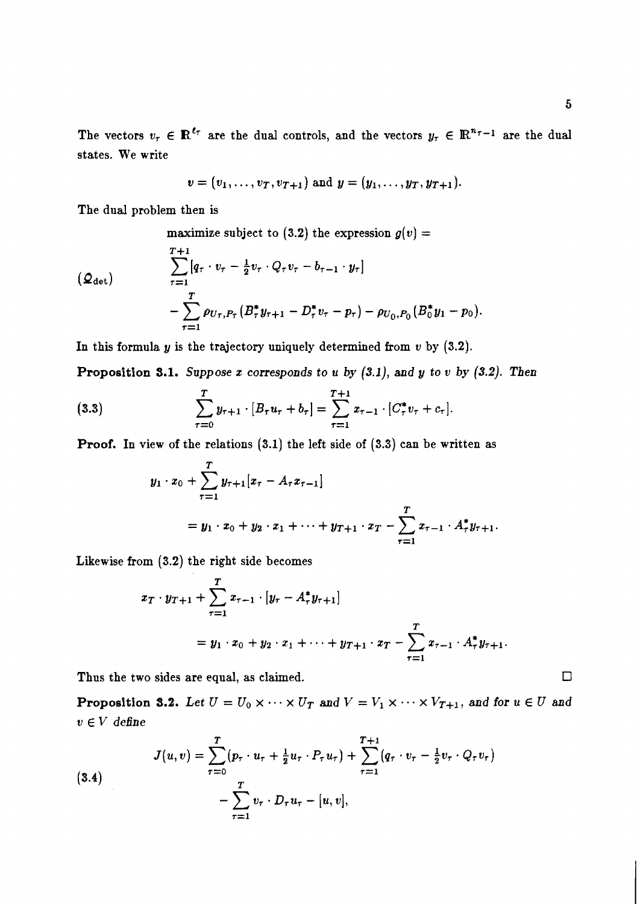The vectors $v_\tau \in \mathbb{R}^{\ell_\tau}$ are the dual controls, and the vectors $y_\tau \in \mathbb{R}^{n_{\tau-1}}$ are the dual states. We write

$$v = (v_1, \ldots, v_T, v_{T+1}) \text{ and } y = (y_1, \ldots, y_T, y_{T+1}).$$

The dual problem then is

$$(\mathcal{Q}_{\text{det}}) \qquad \begin{aligned} &\text{maximize subject to (3.2) the expression } g(v) = \\ &\sum_{\tau=1}^{T+1} [q_\tau \cdot v_\tau - \tfrac{1}{2} v_\tau \cdot Q_\tau v_\tau - b_{\tau-1} \cdot y_\tau] \\ &- \sum_{\tau=1}^{T} \rho_{U_\tau, P_\tau}(B_\tau^* y_{\tau+1} - D_\tau^* v_\tau - p_\tau) - \rho_{U_0, P_0}(B_0^* y_1 - p_0). \end{aligned}$$

In this formula $y$ is the trajectory uniquely determined from $v$ by (3.2).

**Proposition 3.1.** *Suppose $x$ corresponds to $u$ by (3.1), and $y$ to $v$ by (3.2). Then*

$$\sum_{\tau=0}^{T} y_{\tau+1} \cdot [B_\tau u_\tau + b_\tau] = \sum_{\tau=1}^{T+1} x_{\tau-1} \cdot [C_\tau^* v_\tau + c_\tau]. \tag{3.3}$$

**Proof.** In view of the relations (3.1) the left side of (3.3) can be written as

$$\begin{aligned} &y_1 \cdot x_0 + \sum_{\tau=1}^{T} y_{\tau+1}[x_\tau - A_\tau x_{\tau-1}] \\ &\qquad = y_1 \cdot x_0 + y_2 \cdot x_1 + \cdots + y_{T+1} \cdot x_T - \sum_{\tau=1}^{T} x_{\tau-1} \cdot A_\tau^* y_{\tau+1}. \end{aligned}$$

Likewise from (3.2) the right side becomes

$$\begin{aligned} &x_T \cdot y_{T+1} + \sum_{\tau=1}^{T} x_{\tau-1} \cdot [y_\tau - A_\tau^* y_{\tau+1}] \\ &\qquad = y_1 \cdot x_0 + y_2 \cdot x_1 + \cdots + y_{T+1} \cdot x_T - \sum_{\tau=1}^{T} x_{\tau-1} \cdot A_\tau^* y_{\tau+1}. \end{aligned}$$

Thus the two sides are equal, as claimed. □

**Proposition 3.2.** *Let $U = U_0 \times \cdots \times U_T$ and $V = V_1 \times \cdots \times V_{T+1}$, and for $u \in U$ and $v \in V$ define*

$$\begin{aligned} J(u, v) = \sum_{\tau=0}^{T} (p_\tau \cdot u_\tau + \tfrac{1}{2} u_\tau \cdot P_\tau u_\tau) + \sum_{\tau=1}^{T+1} (q_\tau \cdot v_\tau - \tfrac{1}{2} v_\tau \cdot Q_\tau v_\tau) \\ - \sum_{\tau=1}^{T} v_\tau \cdot D_\tau u_\tau - [u, v], \end{aligned} \tag{3.4}$$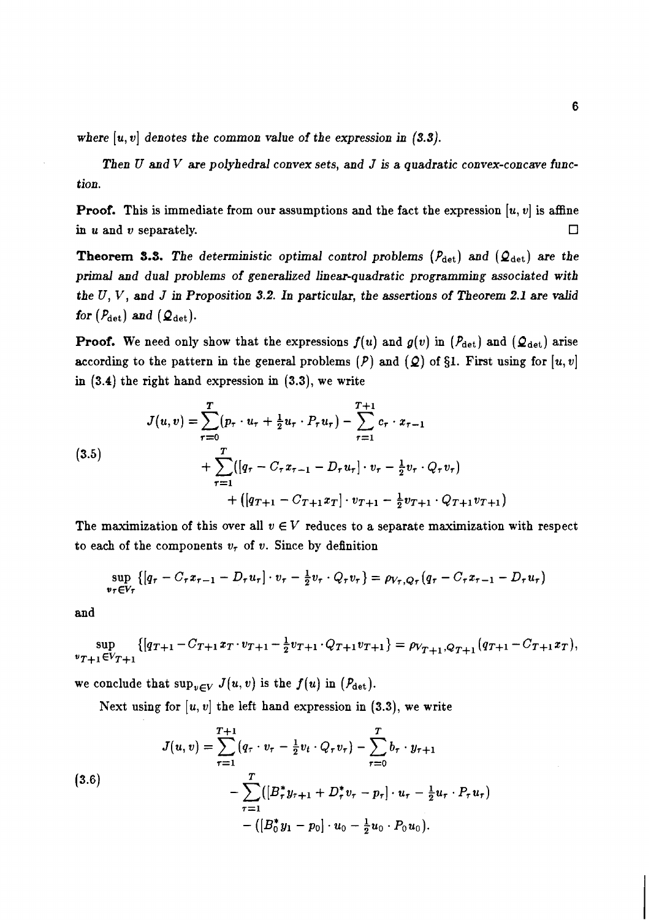*where $[u, v]$ denotes the common value of the expression in (3.3).*

*Then $U$ and $V$ are polyhedral convex sets, and $J$ is a quadratic convex-concave function.*

**Proof.** This is immediate from our assumptions and the fact the expression $[u, v]$ is affine in $u$ and $v$ separately. $\square$

**Theorem 3.3.** *The deterministic optimal control problems $(\mathcal{P}_{\text{det}})$ and $(\mathcal{Q}_{\text{det}})$ are the primal and dual problems of generalized linear-quadratic programming associated with the $U$, $V$, and $J$ in Proposition 3.2. In particular, the assertions of Theorem 2.1 are valid for $(\mathcal{P}_{\text{det}})$ and $(\mathcal{Q}_{\text{det}})$.*

**Proof.** We need only show that the expressions $f(u)$ and $g(v)$ in $(\mathcal{P}_{\text{det}})$ and $(\mathcal{Q}_{\text{det}})$ arise according to the pattern in the general problems $(\mathcal{P})$ and $(\mathcal{Q})$ of §1. First using for $[u, v]$ in (3.4) the right hand expression in (3.3), we write

$$
\begin{aligned}
J(u,v) = \sum_{\tau=0}^{T}(p_\tau \cdot u_\tau + \tfrac{1}{2}u_\tau \cdot P_\tau u_\tau) - \sum_{\tau=1}^{T+1} c_\tau \cdot x_{\tau-1} \\
+ \sum_{\tau=1}^{T}([q_\tau - C_\tau x_{\tau-1} - D_\tau u_\tau] \cdot v_\tau - \tfrac{1}{2}v_\tau \cdot Q_\tau v_\tau) \\
+ \left([q_{T+1} - C_{T+1}x_T] \cdot v_{T+1} - \tfrac{1}{2}v_{T+1} \cdot Q_{T+1}v_{T+1}\right)
\end{aligned}
\tag{3.5}
$$

The maximization of this over all $v \in V$ reduces to a separate maximization with respect to each of the components $v_\tau$ of $v$. Since by definition

$$
\sup_{v_\tau \in V_\tau} \{[q_\tau - C_\tau x_{\tau-1} - D_\tau u_\tau] \cdot v_\tau - \tfrac{1}{2}v_\tau \cdot Q_\tau v_\tau\} = \rho_{V_\tau, Q_\tau}(q_\tau - C_\tau x_{\tau-1} - D_\tau u_\tau)
$$

and

$$
\sup_{v_{T+1} \in V_{T+1}} \{[q_{T+1} - C_{T+1}x_T \cdot v_{T+1} - \tfrac{1}{2}v_{T+1} \cdot Q_{T+1}v_{T+1}\} = \rho_{V_{T+1}, Q_{T+1}}(q_{T+1} - C_{T+1}x_T),
$$

we conclude that $\sup_{v \in V} J(u,v)$ is the $f(u)$ in $(\mathcal{P}_{\text{det}})$.

Next using for $[u, v]$ the left hand expression in (3.3), we write

$$
\begin{aligned}
J(u,v) = \sum_{\tau=1}^{T+1}(q_\tau \cdot v_\tau - \tfrac{1}{2}v_t \cdot Q_\tau v_\tau) - \sum_{\tau=0}^{T} b_\tau \cdot y_{\tau+1} \\
- \sum_{\tau=1}^{T}([B_\tau^* y_{\tau+1} + D_\tau^* v_\tau - p_\tau] \cdot u_\tau - \tfrac{1}{2}u_\tau \cdot P_\tau u_\tau) \\
- ([B_0^* y_1 - p_0] \cdot u_0 - \tfrac{1}{2}u_0 \cdot P_0 u_0).
\end{aligned}
\tag{3.6}
$$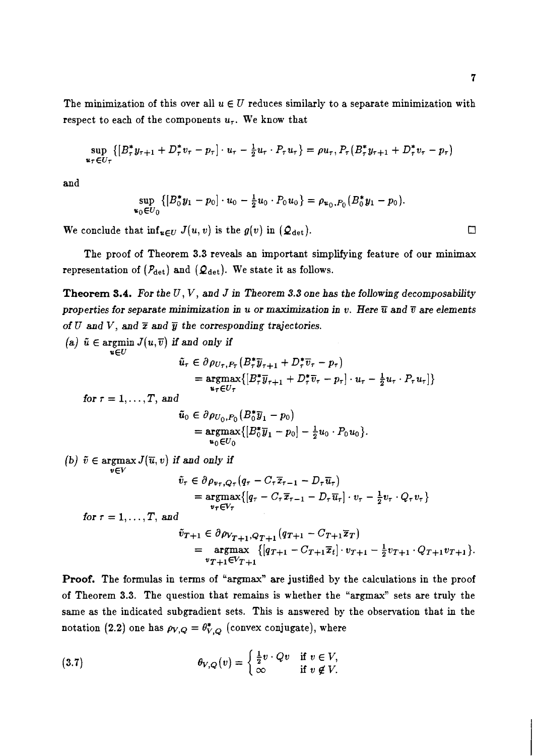The minimization of this over all $u \in U$ reduces similarly to a separate minimization with respect to each of the components $u_\tau$. We know that

$$\sup_{u_\tau \in U_\tau} \{[B_\tau^* y_{\tau+1} + D_\tau^* v_\tau - p_\tau] \cdot u_\tau - \tfrac{1}{2} u_\tau \cdot P_\tau u_\tau\} = \rho u_\tau, P_\tau (B_\tau^* y_{\tau+1} + D_\tau^* v_\tau - p_\tau)$$

and

$$\sup_{u_0 \in U_0} \{[B_0^* y_1 - p_0] \cdot u_0 - \tfrac{1}{2} u_0 \cdot P_0 u_0\} = \rho_{u_0, P_0}(B_0^* y_1 - p_0).$$

We conclude that $\inf_{u \in U} J(u, v)$ is the $g(v)$ in $(\mathcal{Q}_{\text{det}})$. □

The proof of Theorem 3.3 reveals an important simplifying feature of our minimax representation of $(\mathcal{P}_{\text{det}})$ and $(\mathcal{Q}_{\text{det}})$. We state it as follows.

**Theorem 3.4.** *For the $U$, $V$, and $J$ in Theorem 3.3 one has the following decomposability properties for separate minimization in $u$ or maximization in $v$. Here $\overline{u}$ and $\overline{v}$ are elements of $U$ and $V$, and $\overline{x}$ and $\overline{y}$ the corresponding trajectories.*

*(a)* $\tilde{u} \in \operatorname{argmin}_{u \in U} J(u, \overline{v})$ *if and only if*

$$\begin{aligned} \tilde{u}_\tau &\in \partial \rho_{U_\tau, P_\tau}(B_\tau^* \overline{y}_{\tau+1} + D_\tau^* \overline{v}_\tau - p_\tau) \\ &= \operatorname*{argmax}_{u_\tau \in U_\tau} \{[B_\tau^* \overline{y}_{\tau+1} + D_\tau^* \overline{v}_\tau - p_\tau] \cdot u_\tau - \tfrac{1}{2} u_\tau \cdot P_\tau u_\tau]\} \end{aligned}$$

*for $\tau = 1, \ldots, T$, and*

$$\begin{aligned} \tilde{u}_0 &\in \partial \rho_{U_0, P_0}(B_0^* \overline{y}_1 - p_0) \\ &= \operatorname*{argmax}_{u_0 \in U_0} \{[B_0^* \overline{y}_1 - p_0] - \tfrac{1}{2} u_0 \cdot P_0 u_0\}. \end{aligned}$$

*(b)* $\tilde{v} \in \operatorname{argmax}_{v \in V} J(\overline{u}, v)$ *if and only if*

$$\begin{aligned} \tilde{v}_\tau &\in \partial \rho_{v_\tau, Q_\tau}(q_\tau - C_\tau \overline{x}_{\tau-1} - D_\tau \overline{u}_\tau) \\ &= \operatorname*{argmax}_{v_\tau \in V_\tau} \{[q_\tau - C_\tau \overline{x}_{\tau-1} - D_\tau \overline{u}_\tau] \cdot v_\tau - \tfrac{1}{2} v_\tau \cdot Q_\tau v_\tau\} \end{aligned}$$

*for $\tau = 1, \ldots, T$, and*

$$\begin{aligned} \tilde{v}_{T+1} &\in \partial \rho_{V_{T+1}, Q_{T+1}}(q_{T+1} - C_{T+1} \overline{x}_T) \\ &= \operatorname*{argmax}_{v_{T+1} \in V_{T+1}} \{[q_{T+1} - C_{T+1} \overline{x}_t] \cdot v_{T+1} - \tfrac{1}{2} v_{T+1} \cdot Q_{T+1} v_{T+1}\}. \end{aligned}$$

**Proof.** The formulas in terms of "argmax" are justified by the calculations in the proof of Theorem 3.3. The question that remains is whether the "argmax" sets are truly the same as the indicated subgradient sets. This is answered by the observation that in the notation (2.2) one has $\rho_{V,Q} = \theta_{V,Q}^*$ (convex conjugate), where

$$\theta_{V,Q}(v) = \begin{cases} \tfrac{1}{2} v \cdot Qv & \text{if } v \in V, \\ \infty & \text{if } v \notin V. \end{cases} \tag{3.7}$$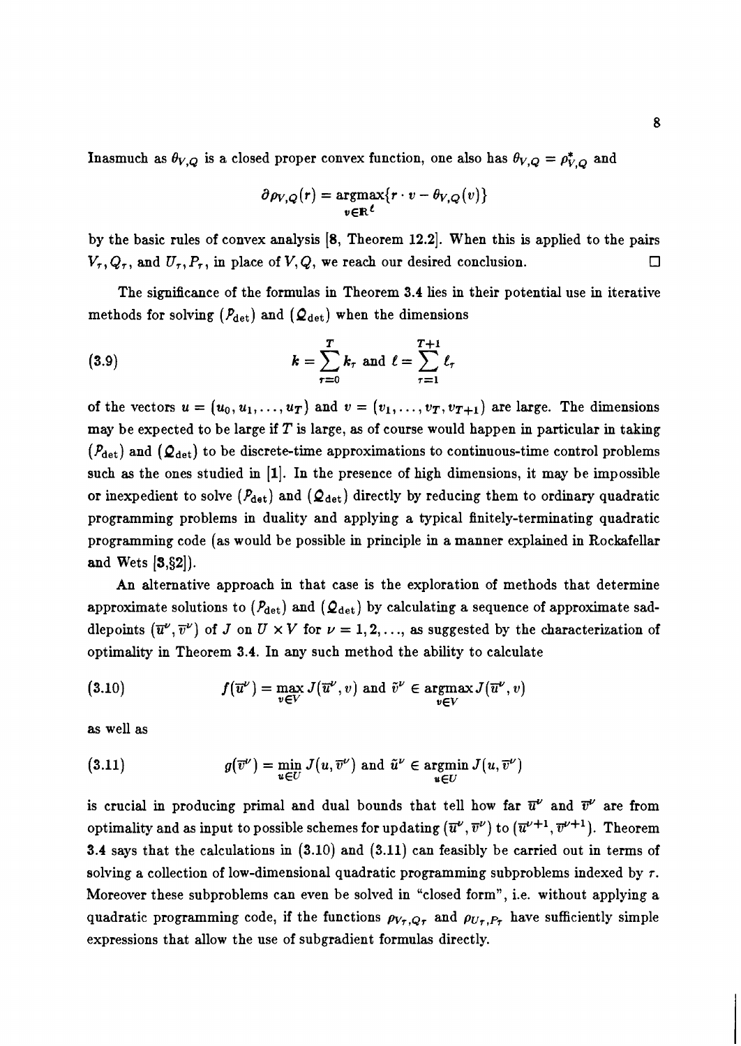Inasmuch as $\theta_{V,Q}$ is a closed proper convex function, one also has $\theta_{V,Q} = \rho^*_{V,Q}$ and

$$\partial \rho_{V,Q}(r) = \underset{v \in \mathbb{R}^\ell}{\operatorname{argmax}} \{ r \cdot v - \theta_{V,Q}(v) \}$$

by the basic rules of convex analysis [8, Theorem 12.2]. When this is applied to the pairs $V_\tau, Q_\tau$, and $U_\tau, P_\tau$, in place of $V, Q$, we reach our desired conclusion. □

The significance of the formulas in Theorem 3.4 lies in their potential use in iterative methods for solving $(\mathcal{P}_{\text{det}})$ and $(\mathcal{Q}_{\text{det}})$ when the dimensions

$$k = \sum_{\tau=0}^{T} k_\tau \text{ and } \ell = \sum_{\tau=1}^{T+1} \ell_\tau \tag{3.9}$$

of the vectors $u = (u_0, u_1, \ldots, u_T)$ and $v = (v_1, \ldots, v_T, v_{T+1})$ are large. The dimensions may be expected to be large if $T$ is large, as of course would happen in particular in taking $(\mathcal{P}_{\text{det}})$ and $(\mathcal{Q}_{\text{det}})$ to be discrete-time approximations to continuous-time control problems such as the ones studied in [1]. In the presence of high dimensions, it may be impossible or inexpedient to solve $(\mathcal{P}_{\text{det}})$ and $(\mathcal{Q}_{\text{det}})$ directly by reducing them to ordinary quadratic programming problems in duality and applying a typical finitely-terminating quadratic programming code (as would be possible in principle in a manner explained in Rockafellar and Wets [3,§2]).

An alternative approach in that case is the exploration of methods that determine approximate solutions to $(\mathcal{P}_{\text{det}})$ and $(\mathcal{Q}_{\text{det}})$ by calculating a sequence of approximate saddlepoints $(\overline{u}^\nu, \overline{v}^\nu)$ of $J$ on $U \times V$ for $\nu = 1, 2, \ldots$, as suggested by the characterization of optimality in Theorem 3.4. In any such method the ability to calculate

$$f(\overline{u}^\nu) = \max_{v \in V} J(\overline{u}^\nu, v) \text{ and } \tilde{v}^\nu \in \underset{v \in V}{\operatorname{argmax}} J(\overline{u}^\nu, v) \tag{3.10}$$

as well as

$$g(\overline{v}^\nu) = \min_{u \in U} J(u, \overline{v}^\nu) \text{ and } \tilde{u}^\nu \in \underset{u \in U}{\operatorname{argmin}} J(u, \overline{v}^\nu) \tag{3.11}$$

is crucial in producing primal and dual bounds that tell how far $\overline{u}^\nu$ and $\overline{v}^\nu$ are from optimality and as input to possible schemes for updating $(\overline{u}^\nu, \overline{v}^\nu)$ to $(\overline{u}^{\nu+1}, \overline{v}^{\nu+1})$. Theorem 3.4 says that the calculations in (3.10) and (3.11) can feasibly be carried out in terms of solving a collection of low-dimensional quadratic programming subproblems indexed by $\tau$. Moreover these subproblems can even be solved in "closed form", i.e. without applying a quadratic programming code, if the functions $\rho_{V_\tau, Q_\tau}$ and $\rho_{U_\tau, P_\tau}$ have sufficiently simple expressions that allow the use of subgradient formulas directly.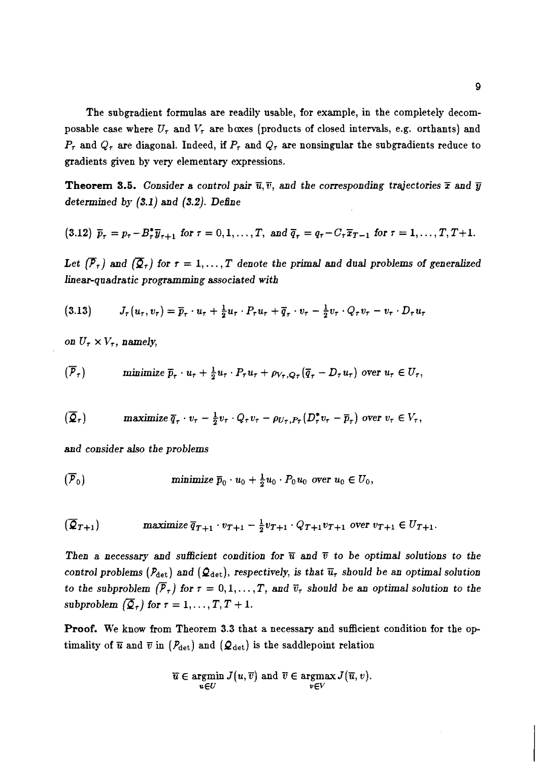The subgradient formulas are readily usable, for example, in the completely decomposable case where $U_\tau$ and $V_\tau$ are boxes (products of closed intervals, e.g. orthants) and $P_\tau$ and $Q_\tau$ are diagonal. Indeed, if $P_\tau$ and $Q_\tau$ are nonsingular the subgradients reduce to gradients given by very elementary expressions.

**Theorem 3.5.** *Consider a control pair $\overline{u}, \overline{v}$, and the corresponding trajectories $\overline{x}$ and $\overline{y}$ determined by (3.1) and (3.2). Define*

$$\text{(3.12)}\quad \overline{p}_\tau = p_\tau - B_\tau^* \overline{y}_{\tau+1} \text{ for } \tau = 0, 1, \ldots, T, \text{ and } \overline{q}_\tau = q_\tau - C_\tau \overline{x}_{T-1} \text{ for } \tau = 1, \ldots, T, T+1.$$

*Let $(\overline{\mathcal{P}}_\tau)$ and $(\overline{\mathcal{Q}}_\tau)$ for $\tau = 1, \ldots, T$ denote the primal and dual problems of generalized linear-quadratic programming associated with*

$$\text{(3.13)}\qquad J_\tau(u_\tau, v_\tau) = \overline{p}_\tau \cdot u_\tau + \tfrac{1}{2} u_\tau \cdot P_\tau u_\tau + \overline{q}_\tau \cdot v_\tau - \tfrac{1}{2} v_\tau \cdot Q_\tau v_\tau - v_\tau \cdot D_\tau u_\tau$$

*on $U_\tau \times V_\tau$, namely,*

$$(\overline{\mathcal{P}}_\tau)\qquad \text{minimize } \overline{p}_\tau \cdot u_\tau + \tfrac{1}{2} u_\tau \cdot P_\tau u_\tau + \rho_{V_\tau, Q_\tau}(\overline{q}_\tau - D_\tau u_\tau) \text{ over } u_\tau \in U_\tau,$$

$$(\overline{\mathcal{Q}}_\tau)\qquad \text{maximize } \overline{q}_\tau \cdot v_\tau - \tfrac{1}{2} v_\tau \cdot Q_\tau v_\tau - \rho_{U_\tau, P_\tau}(D_\tau^* v_\tau - \overline{p}_\tau) \text{ over } v_\tau \in V_\tau,$$

*and consider also the problems*

$$(\overline{\mathcal{P}}_0)\qquad \text{minimize } \overline{p}_0 \cdot u_0 + \tfrac{1}{2} u_0 \cdot P_0 u_0 \text{ over } u_0 \in U_0,$$

$$(\overline{\mathcal{Q}}_{T+1})\qquad \text{maximize } \overline{q}_{T+1} \cdot v_{T+1} - \tfrac{1}{2} v_{T+1} \cdot Q_{T+1} v_{T+1} \text{ over } v_{T+1} \in U_{T+1}.$$

*Then a necessary and sufficient condition for $\overline{u}$ and $\overline{v}$ to be optimal solutions to the control problems $(\mathcal{P}_{\det})$ and $(\mathcal{Q}_{\det})$, respectively, is that $\overline{u}_\tau$ should be an optimal solution to the subproblem $(\overline{\mathcal{P}}_\tau)$ for $\tau = 0, 1, \ldots, T$, and $\overline{v}_\tau$ should be an optimal solution to the subproblem $(\overline{\mathcal{Q}}_\tau)$ for $\tau = 1, \ldots, T, T+1$.*

**Proof.** We know from Theorem 3.3 that a necessary and sufficient condition for the optimality of $\overline{u}$ and $\overline{v}$ in $(\mathcal{P}_{\det})$ and $(\mathcal{Q}_{\det})$ is the saddlepoint relation

$$\overline{u} \in \operatorname*{argmin}_{u \in U} J(u, \overline{v}) \text{ and } \overline{v} \in \operatorname*{argmax}_{v \in V} J(\overline{u}, v).$$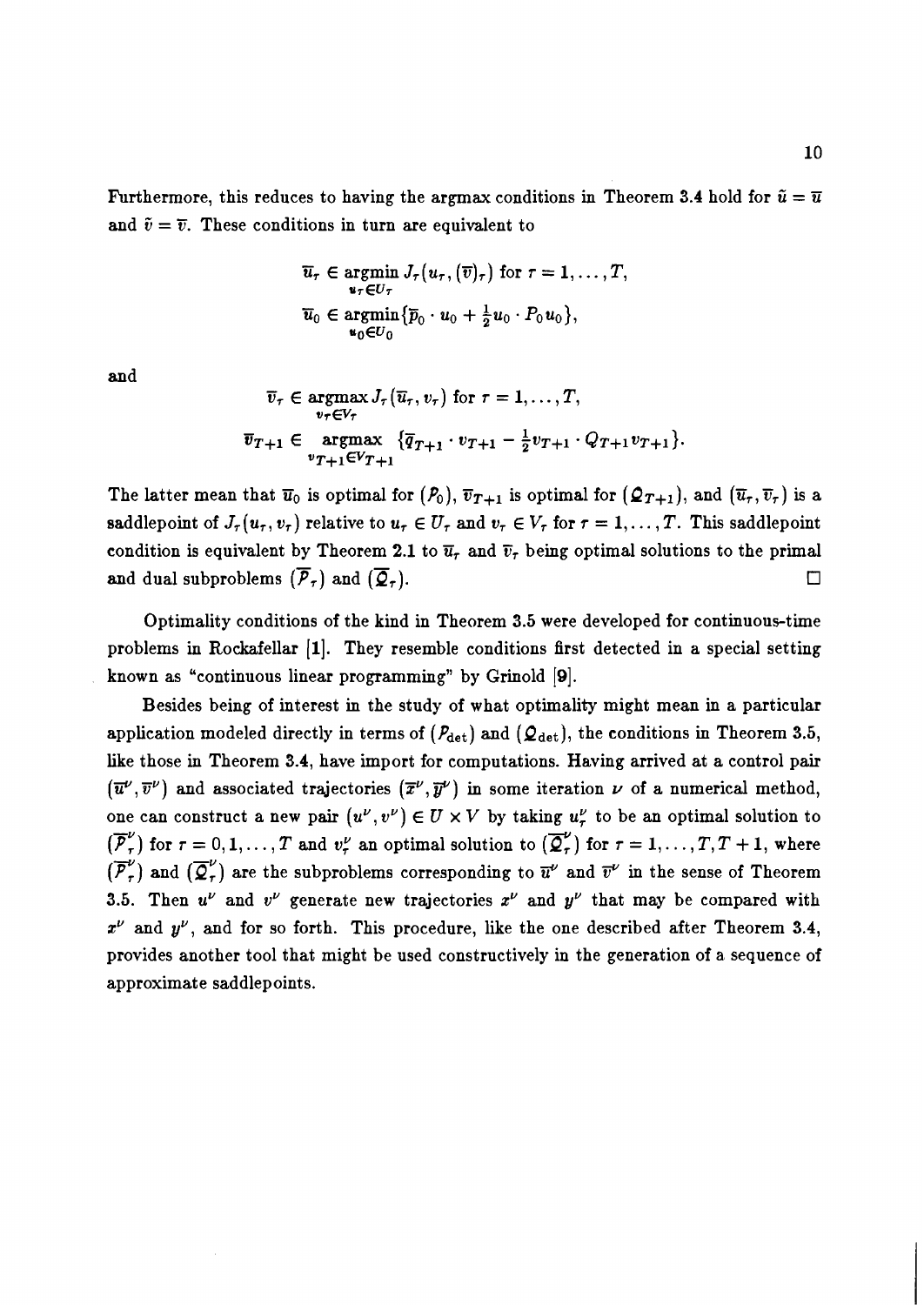Furthermore, this reduces to having the argmax conditions in Theorem 3.4 hold for $\tilde{u} = \overline{u}$ and $\tilde{v} = \overline{v}$. These conditions in turn are equivalent to

$$
\begin{aligned}
\overline{u}_\tau &\in \operatorname*{argmin}_{u_\tau \in U_\tau} J_\tau(u_\tau, (\overline{v})_\tau) \text{ for } \tau = 1, \ldots, T, \\
\overline{u}_0 &\in \operatorname*{argmin}_{u_0 \in U_0} \{\overline{p}_0 \cdot u_0 + \tfrac{1}{2} u_0 \cdot P_0 u_0\},
\end{aligned}
$$

and

$$
\begin{aligned}
\overline{v}_\tau &\in \operatorname*{argmax}_{v_\tau \in V_\tau} J_\tau(\overline{u}_\tau, v_\tau) \text{ for } \tau = 1, \ldots, T, \\
\overline{v}_{T+1} &\in \operatorname*{argmax}_{v_{T+1} \in V_{T+1}} \{\overline{q}_{T+1} \cdot v_{T+1} - \tfrac{1}{2} v_{T+1} \cdot Q_{T+1} v_{T+1}\}.
\end{aligned}
$$

The latter mean that $\overline{u}_0$ is optimal for $(\mathcal{P}_0)$, $\overline{v}_{T+1}$ is optimal for $(\mathcal{Q}_{T+1})$, and $(\overline{u}_\tau, \overline{v}_\tau)$ is a saddlepoint of $J_\tau(u_\tau, v_\tau)$ relative to $u_\tau \in U_\tau$ and $v_\tau \in V_\tau$ for $\tau = 1, \ldots, T$. This saddlepoint condition is equivalent by Theorem 2.1 to $\overline{u}_\tau$ and $\overline{v}_\tau$ being optimal solutions to the primal and dual subproblems $(\overline{\mathcal{P}}_\tau)$ and $(\overline{\mathcal{Q}}_\tau)$. □

Optimality conditions of the kind in Theorem 3.5 were developed for continuous-time problems in Rockafellar [1]. They resemble conditions first detected in a special setting known as "continuous linear programming" by Grinold [9].

Besides being of interest in the study of what optimality might mean in a particular application modeled directly in terms of $(\mathcal{P}_{\text{det}})$ and $(\mathcal{Q}_{\text{det}})$, the conditions in Theorem 3.5, like those in Theorem 3.4, have import for computations. Having arrived at a control pair $(\overline{u}^\nu, \overline{v}^\nu)$ and associated trajectories $(\overline{x}^\nu, \overline{y}^\nu)$ in some iteration $\nu$ of a numerical method, one can construct a new pair $(u^\nu, v^\nu) \in U \times V$ by taking $u_\tau^\nu$ to be an optimal solution to $(\overline{\mathcal{P}}_\tau^\nu)$ for $\tau = 0, 1, \ldots, T$ and $v_\tau^\nu$ an optimal solution to $(\overline{\mathcal{Q}}_\tau^\nu)$ for $\tau = 1, \ldots, T, T+1$, where $(\overline{\mathcal{P}}_\tau^\nu)$ and $(\overline{\mathcal{Q}}_\tau^\nu)$ are the subproblems corresponding to $\overline{u}^\nu$ and $\overline{v}^\nu$ in the sense of Theorem 3.5. Then $u^\nu$ and $v^\nu$ generate new trajectories $x^\nu$ and $y^\nu$ that may be compared with $x^\nu$ and $y^\nu$, and for so forth. This procedure, like the one described after Theorem 3.4, provides another tool that might be used constructively in the generation of a sequence of approximate saddlepoints.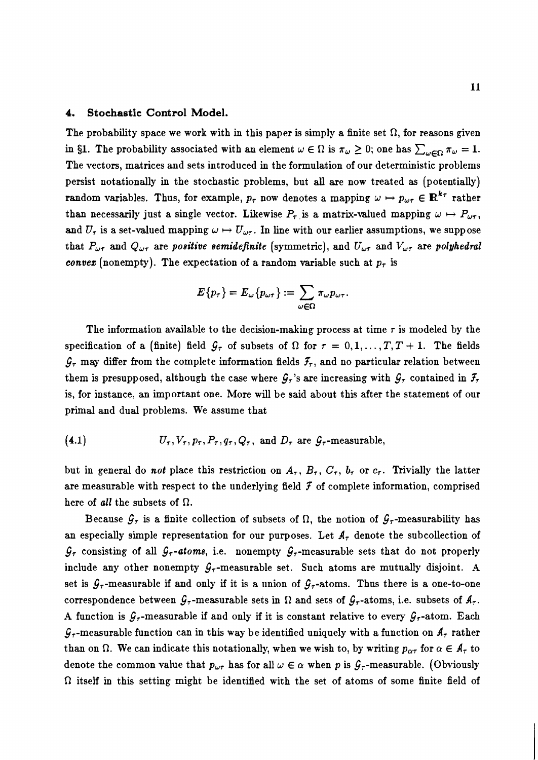## 4. Stochastic Control Model.

The probability space we work with in this paper is simply a finite set $\Omega$, for reasons given in §1. The probability associated with an element $\omega \in \Omega$ is $\pi_\omega \geq 0$; one has $\sum_{\omega \in \Omega} \pi_\omega = 1$. The vectors, matrices and sets introduced in the formulation of our deterministic problems persist notationally in the stochastic problems, but all are now treated as (potentially) random variables. Thus, for example, $p_\tau$ now denotes a mapping $\omega \mapsto p_{\omega\tau} \in \mathbf{R}^{k_\tau}$ rather than necessarily just a single vector. Likewise $P_\tau$ is a matrix-valued mapping $\omega \mapsto P_{\omega\tau}$, and $U_\tau$ is a set-valued mapping $\omega \mapsto U_{\omega\tau}$. In line with our earlier assumptions, we suppose that $P_{\omega\tau}$ and $Q_{\omega\tau}$ are ***positive semidefinite*** (symmetric), and $U_{\omega\tau}$ and $V_{\omega\tau}$ are ***polyhedral convex*** (nonempty). The expectation of a random variable such at $p_\tau$ is

$$E\{p_\tau\} = E_\omega\{p_{\omega\tau}\} := \sum_{\omega \in \Omega} \pi_\omega p_{\omega\tau}.$$

The information available to the decision-making process at time $\tau$ is modeled by the specification of a (finite) field $\mathcal{G}_\tau$ of subsets of $\Omega$ for $\tau = 0, 1, \ldots, T, T+1$. The fields $\mathcal{G}_\tau$ may differ from the complete information fields $\mathcal{F}_\tau$, and no particular relation between them is presupposed, although the case where $\mathcal{G}_\tau$'s are increasing with $\mathcal{G}_\tau$ contained in $\mathcal{F}_\tau$ is, for instance, an important one. More will be said about this after the statement of our primal and dual problems. We assume that

$$U_\tau, V_\tau, p_\tau, P_\tau, q_\tau, Q_\tau, \text{ and } D_\tau \text{ are } \mathcal{G}_\tau\text{-measurable,} \tag{4.1}$$

but in general do ***not*** place this restriction on $A_\tau$, $B_\tau$, $C_\tau$, $b_\tau$ or $c_\tau$. Trivially the latter are measurable with respect to the underlying field $\mathcal{F}$ of complete information, comprised here of ***all*** the subsets of $\Omega$.

Because $\mathcal{G}_\tau$ is a finite collection of subsets of $\Omega$, the notion of $\mathcal{G}_\tau$-measurability has an especially simple representation for our purposes. Let $\mathcal{A}_\tau$ denote the subcollection of $\mathcal{G}_\tau$ consisting of all ***$\mathcal{G}_\tau$-atoms***, i.e. nonempty $\mathcal{G}_\tau$-measurable sets that do not properly include any other nonempty $\mathcal{G}_\tau$-measurable set. Such atoms are mutually disjoint. A set is $\mathcal{G}_\tau$-measurable if and only if it is a union of $\mathcal{G}_\tau$-atoms. Thus there is a one-to-one correspondence between $\mathcal{G}_\tau$-measurable sets in $\Omega$ and sets of $\mathcal{G}_\tau$-atoms, i.e. subsets of $\mathcal{A}_\tau$. A function is $\mathcal{G}_\tau$-measurable if and only if it is constant relative to every $\mathcal{G}_\tau$-atom. Each $\mathcal{G}_\tau$-measurable function can in this way be identified uniquely with a function on $\mathcal{A}_\tau$ rather than on $\Omega$. We can indicate this notationally, when we wish to, by writing $p_{\alpha\tau}$ for $\alpha \in \mathcal{A}_\tau$ to denote the common value that $p_{\omega\tau}$ has for all $\omega \in \alpha$ when $p$ is $\mathcal{G}_\tau$-measurable. (Obviously $\Omega$ itself in this setting might be identified with the set of atoms of some finite field of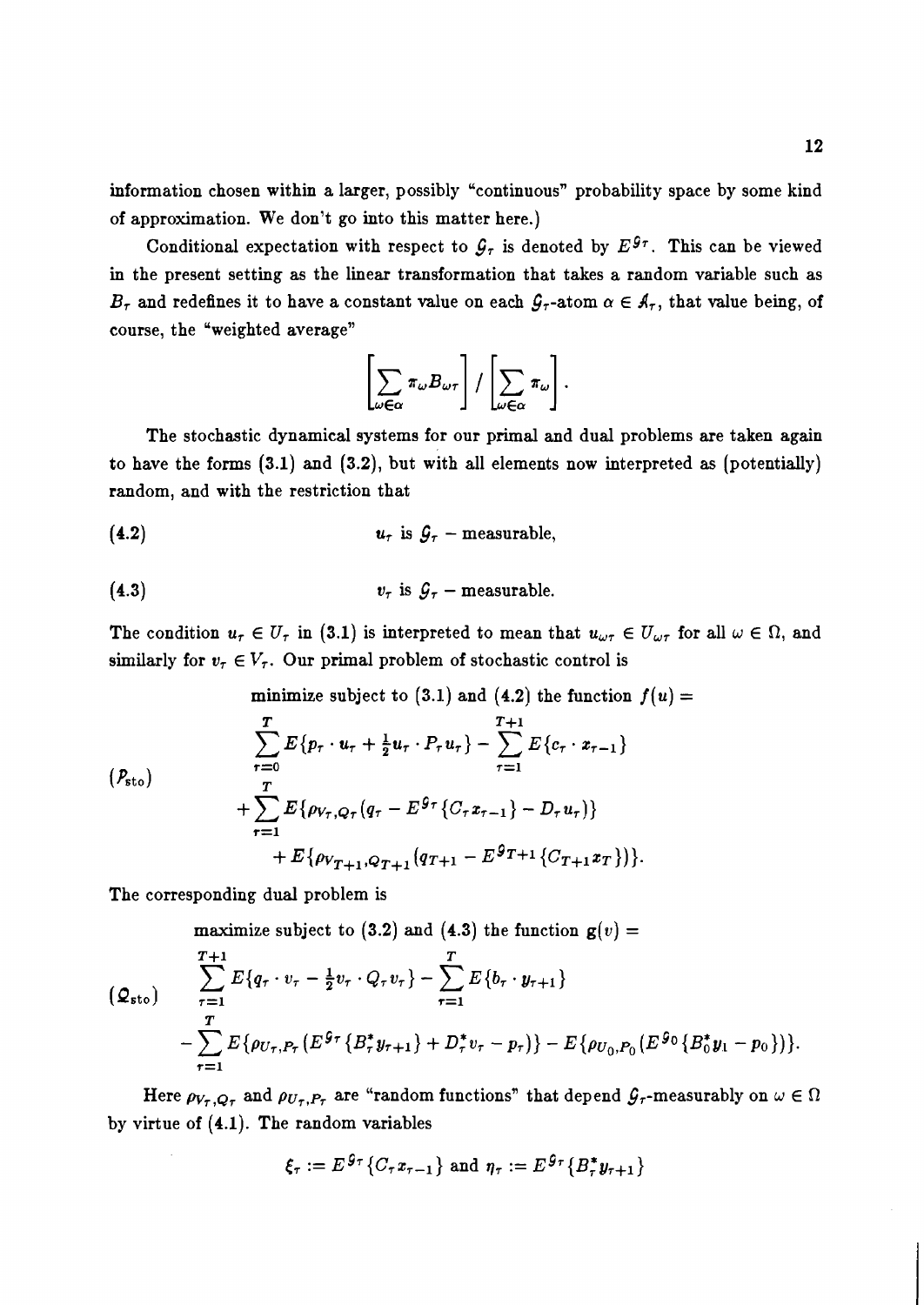information chosen within a larger, possibly "continuous" probability space by some kind of approximation. We don't go into this matter here.)

Conditional expectation with respect to $\mathcal{G}_\tau$ is denoted by $E^{\mathcal{G}_\tau}$. This can be viewed in the present setting as the linear transformation that takes a random variable such as $B_\tau$ and redefines it to have a constant value on each $\mathcal{G}_\tau$-atom $\alpha \in \mathcal{A}_\tau$, that value being, of course, the "weighted average"

$$\left[\sum_{\omega\in\alpha} \pi_\omega B_{\omega\tau}\right] / \left[\sum_{\omega\in\alpha} \pi_\omega\right].$$

The stochastic dynamical systems for our primal and dual problems are taken again to have the forms (3.1) and (3.2), but with all elements now interpreted as (potentially) random, and with the restriction that

$$u_\tau \text{ is } \mathcal{G}_\tau - \text{measurable,} \tag{4.2}$$

$$v_\tau \text{ is } \mathcal{G}_\tau - \text{measurable.} \tag{4.3}$$

The condition $u_\tau \in U_\tau$ in (3.1) is interpreted to mean that $u_{\omega\tau} \in U_{\omega\tau}$ for all $\omega \in \Omega$, and similarly for $v_\tau \in V_\tau$. Our primal problem of stochastic control is

$$(\mathcal{P}_{\text{sto}}) \quad \begin{aligned} &\text{minimize subject to (3.1) and (4.2) the function } f(u) = \\ &\sum_{\tau=0}^{T} E\{p_\tau \cdot u_\tau + \tfrac{1}{2} u_\tau \cdot P_\tau u_\tau\} - \sum_{\tau=1}^{T+1} E\{c_\tau \cdot x_{\tau-1}\} \\ &+ \sum_{\tau=1}^{T} E\{\rho_{V_\tau,Q_\tau}(q_\tau - E^{\mathcal{G}_\tau}\{C_\tau x_{\tau-1}\} - D_\tau u_\tau)\} \\ &\qquad + E\{\rho_{V_{T+1},Q_{T+1}}(q_{T+1} - E^{\mathcal{G}_{T+1}}\{C_{T+1} x_T\})\}. \end{aligned}$$

The corresponding dual problem is

$$(\mathcal{Q}_{\text{sto}}) \quad \begin{aligned} &\text{maximize subject to (3.2) and (4.3) the function } g(v) = \\ &\sum_{\tau=1}^{T+1} E\{q_\tau \cdot v_\tau - \tfrac{1}{2} v_\tau \cdot Q_\tau v_\tau\} - \sum_{\tau=1}^{T} E\{b_\tau \cdot y_{\tau+1}\} \\ &- \sum_{\tau=1}^{T} E\{\rho_{U_\tau,P_\tau}(E^{\mathcal{G}_\tau}\{B_\tau^* y_{\tau+1}\} + D_\tau^* v_\tau - p_\tau)\} - E\{\rho_{U_0,P_0}(E^{\mathcal{G}_0}\{B_0^* y_1 - p_0\})\}. \end{aligned}$$

Here $\rho_{V_\tau,Q_\tau}$ and $\rho_{U_\tau,P_\tau}$ are "random functions" that depend $\mathcal{G}_\tau$-measurably on $\omega \in \Omega$ by virtue of (4.1). The random variables

$$\xi_\tau := E^{\mathcal{G}_\tau}\{C_\tau x_{\tau-1}\} \text{ and } \eta_\tau := E^{\mathcal{G}_\tau}\{B_\tau^* y_{\tau+1}\}$$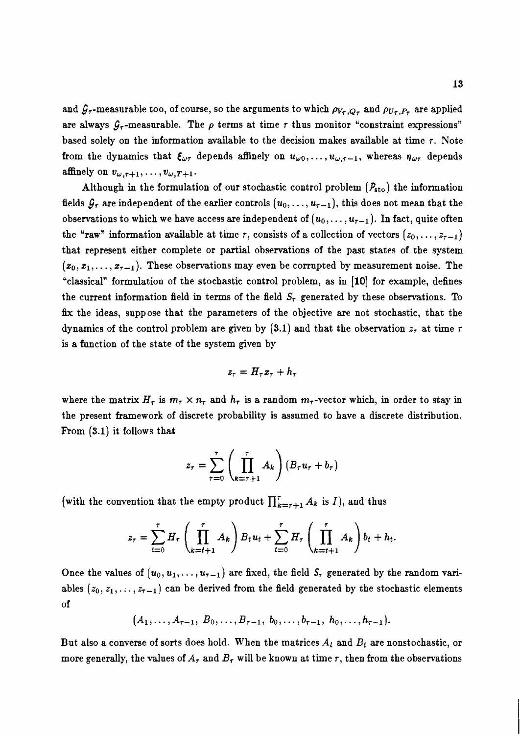and $\mathcal{G}_\tau$-measurable too, of course, so the arguments to which $\rho_{V_\tau,Q_\tau}$ and $\rho_{U_\tau,P_\tau}$ are applied are always $\mathcal{G}_\tau$-measurable. The $\rho$ terms at time $\tau$ thus monitor "constraint expressions" based solely on the information available to the decision makes available at time $\tau$. Note from the dynamics that $\xi_{\omega\tau}$ depends affinely on $u_{\omega 0}, \ldots, u_{\omega,\tau-1}$, whereas $\eta_{\omega\tau}$ depends affinely on $v_{\omega,\tau+1}, \ldots, v_{\omega,T+1}$.

Although in the formulation of our stochastic control problem $(\mathcal{P}_{\text{sto}})$ the information fields $\mathcal{G}_\tau$ are independent of the earlier controls $(u_0, \ldots, u_{\tau-1})$, this does not mean that the observations to which we have access are independent of $(u_0, \ldots, u_{\tau-1})$. In fact, quite often the "raw" information available at time $\tau$, consists of a collection of vectors $(z_0, \ldots, z_{\tau-1})$ that represent either complete or partial observations of the past states of the system $(x_0, x_1, \ldots, x_{\tau-1})$. These observations may even be corrupted by measurement noise. The "classical" formulation of the stochastic control problem, as in **[10]** for example, defines the current information field in terms of the field $S_\tau$ generated by these observations. To fix the ideas, suppose that the parameters of the objective are not stochastic, that the dynamics of the control problem are given by (3.1) and that the observation $z_\tau$ at time $\tau$ is a function of the state of the system given by

$$z_\tau = H_\tau x_\tau + h_\tau$$

where the matrix $H_\tau$ is $m_\tau \times n_\tau$ and $h_\tau$ is a random $m_\tau$-vector which, in order to stay in the present framework of discrete probability is assumed to have a discrete distribution. From (3.1) it follows that

$$z_\tau = \sum_{\tau=0}^{\tau} \left( \prod_{k=\tau+1}^{\tau} A_k \right) (B_\tau u_\tau + b_\tau)$$

(with the convention that the empty product $\prod_{k=\tau+1}^{\tau} A_k$ is $I$), and thus

$$z_\tau = \sum_{t=0}^{\tau} H_\tau \left( \prod_{k=t+1}^{\tau} A_k \right) B_t u_t + \sum_{t=0}^{\tau} H_\tau \left( \prod_{k=t+1}^{\tau} A_k \right) b_t + h_t.$$

Once the values of $(u_0, u_1, \ldots, u_{\tau-1})$ are fixed, the field $S_\tau$ generated by the random variables $(z_0, z_1, \ldots, z_{\tau-1})$ can be derived from the field generated by the stochastic elements of

$$(A_1, \ldots, A_{\tau-1},\ B_0, \ldots, B_{\tau-1},\ b_0, \ldots, b_{\tau-1},\ h_0, \ldots, h_{\tau-1}).$$

But also a converse of sorts does hold. When the matrices $A_t$ and $B_t$ are nonstochastic, or more generally, the values of $A_\tau$ and $B_\tau$ will be known at time $\tau$, then from the observations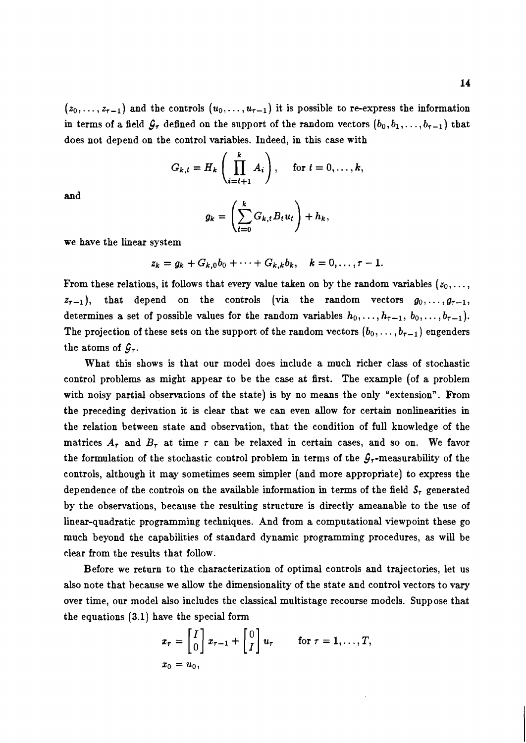$(z_0, \ldots, z_{\tau-1})$ and the controls $(u_0, \ldots, u_{\tau-1})$ it is possible to re-express the information in terms of a field $\mathcal{G}_\tau$ defined on the support of the random vectors $(b_0, b_1, \ldots, b_{\tau-1})$ that does not depend on the control variables. Indeed, in this case with

$$G_{k,t} = H_k \left( \prod_{i=t+1}^{k} A_i \right), \quad \text{for } t = 0, \ldots, k,$$

and

$$g_k = \left( \sum_{t=0}^{k} G_{k,t} B_t u_t \right) + h_k,$$

we have the linear system

$$z_k = g_k + G_{k,0} b_0 + \cdots + G_{k,k} b_k, \quad k = 0, \ldots, \tau - 1.$$

From these relations, it follows that every value taken on by the random variables $(z_0, \ldots, z_{\tau-1})$, that depend on the controls (via the random vectors $g_0, \ldots, g_{\tau-1}$, determines a set of possible values for the random variables $h_0, \ldots, h_{\tau-1}, b_0, \ldots, b_{\tau-1})$. The projection of these sets on the support of the random vectors $(b_0, \ldots, b_{\tau-1})$ engenders the atoms of $\mathcal{G}_\tau$.

What this shows is that our model does include a much richer class of stochastic control problems as might appear to be the case at first. The example (of a problem with noisy partial observations of the state) is by no means the only "extension". From the preceding derivation it is clear that we can even allow for certain nonlinearities in the relation between state and observation, that the condition of full knowledge of the matrices $A_\tau$ and $B_\tau$ at time $\tau$ can be relaxed in certain cases, and so on. We favor the formulation of the stochastic control problem in terms of the $\mathcal{G}_\tau$-measurability of the controls, although it may sometimes seem simpler (and more appropriate) to express the dependence of the controls on the available information in terms of the field $\mathcal{S}_\tau$ generated by the observations, because the resulting structure is directly ameanable to the use of linear-quadratic programming techniques. And from a computational viewpoint these go much beyond the capabilities of standard dynamic programming procedures, as will be clear from the results that follow.

Before we return to the characterization of optimal controls and trajectories, let us also note that because we allow the dimensionality of the state and control vectors to vary over time, our model also includes the classical multistage recourse models. Suppose that the equations (3.1) have the special form

$$x_\tau = \begin{bmatrix} I \\ 0 \end{bmatrix} x_{\tau-1} + \begin{bmatrix} 0 \\ I \end{bmatrix} u_\tau \qquad \text{for } \tau = 1, \ldots, T,$$

$$x_0 = u_0,$$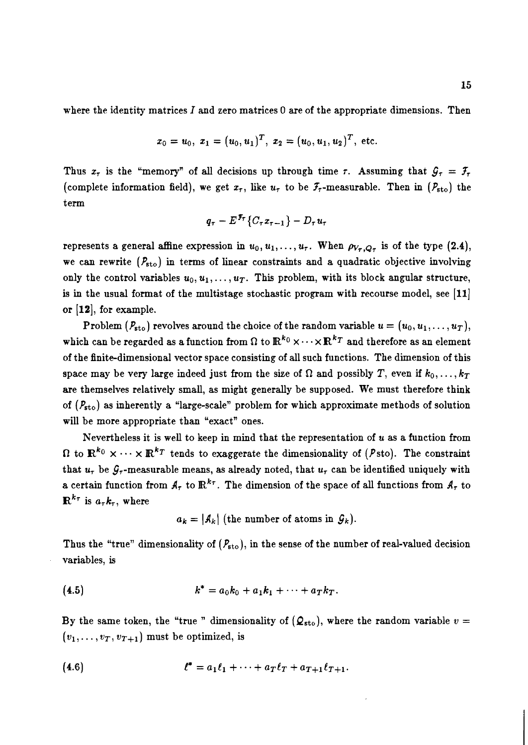where the identity matrices $I$ and zero matrices 0 are of the appropriate dimensions. Then

$$x_0 = u_0,\ x_1 = (u_0, u_1)^T,\ x_2 = (u_0, u_1, u_2)^T, \text{ etc.}$$

Thus $x_\tau$ is the "memory" of all decisions up through time $\tau$. Assuming that $\mathcal{G}_\tau = \mathcal{F}_\tau$ (complete information field), we get $x_\tau$, like $u_\tau$ to be $\mathcal{F}_\tau$-measurable. Then in $(\mathcal{P}_{\text{sto}})$ the term

$$q_\tau - E^{\mathcal{F}_\tau}\{C_\tau x_{\tau-1}\} - D_\tau u_\tau$$

represents a general affine expression in $u_0, u_1, \ldots, u_\tau$. When $\rho_{V_\tau, Q_\tau}$ is of the type (2.4), we can rewrite $(\mathcal{P}_{\text{sto}})$ in terms of linear constraints and a quadratic objective involving only the control variables $u_0, u_1, \ldots, u_T$. This problem, with its block angular structure, is in the usual format of the multistage stochastic program with recourse model, see [11] or [12], for example.

Problem $(\mathcal{P}_{\text{sto}})$ revolves around the choice of the random variable $u = (u_0, u_1, \ldots, u_T)$, which can be regarded as a function from $\Omega$ to $\mathbb{R}^{k_0} \times \cdots \times \mathbb{R}^{k_T}$ and therefore as an element of the finite-dimensional vector space consisting of all such functions. The dimension of this space may be very large indeed just from the size of $\Omega$ and possibly $T$, even if $k_0, \ldots, k_T$ are themselves relatively small, as might generally be supposed. We must therefore think of $(\mathcal{P}_{\text{sto}})$ as inherently a "large-scale" problem for which approximate methods of solution will be more appropriate than "exact" ones.

Nevertheless it is well to keep in mind that the representation of $u$ as a function from $\Omega$ to $\mathbb{R}^{k_0} \times \cdots \times \mathbb{R}^{k_T}$ tends to exaggerate the dimensionality of ($\mathcal{P}$sto). The constraint that $u_\tau$ be $\mathcal{G}_\tau$-measurable means, as already noted, that $u_\tau$ can be identified uniquely with a certain function from $\mathcal{A}_\tau$ to $\mathbb{R}^{k_\tau}$. The dimension of the space of all functions from $\mathcal{A}_\tau$ to $\mathbb{R}^{k_\tau}$ is $a_\tau k_\tau$, where

$$a_k = |\mathcal{A}_k| \text{ (the number of atoms in } \mathcal{G}_k).$$

Thus the "true" dimensionality of $(\mathcal{P}_{\text{sto}})$, in the sense of the number of real-valued decision variables, is

$$k^* = a_0 k_0 + a_1 k_1 + \cdots + a_T k_T. \tag{4.5}$$

By the same token, the "true " dimensionality of $(\mathcal{Q}_{\text{sto}})$, where the random variable $v = (v_1, \ldots, v_T, v_{T+1})$ must be optimized, is

$$\ell^* = a_1 \ell_1 + \cdots + a_T \ell_T + a_{T+1} \ell_{T+1}. \tag{4.6}$$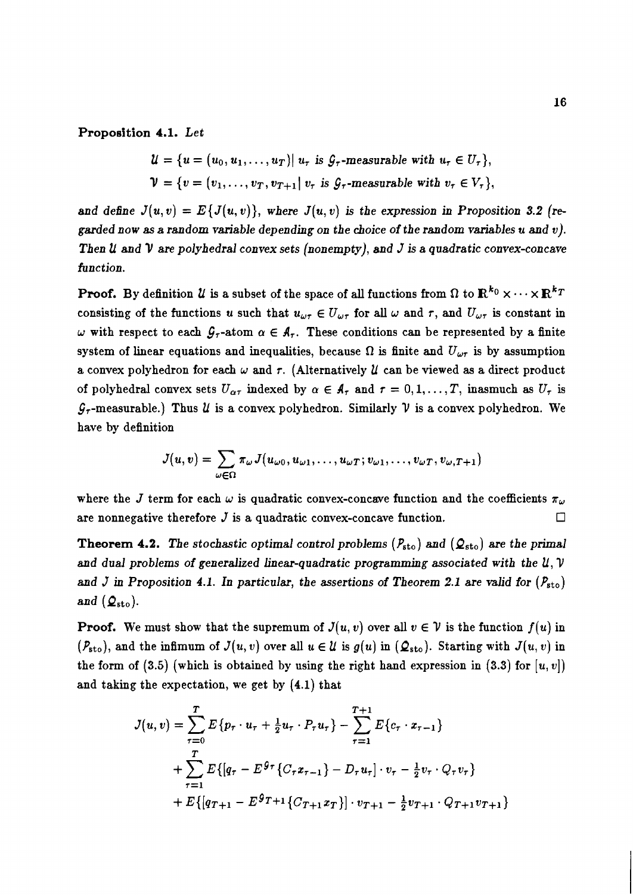**Proposition 4.1.** *Let*

$$\mathcal{U} = \{u = (u_0, u_1, \ldots, u_T) |\ u_\tau \text{ is } \mathcal{G}_\tau\text{-measurable with } u_\tau \in U_\tau\},$$

$$\mathcal{V} = \{v = (v_1, \ldots, v_T, v_{T+1} |\ v_\tau \text{ is } \mathcal{G}_\tau\text{-measurable with } v_\tau \in V_\tau\},$$

*and define $\mathcal{J}(u,v) = E\{J(u,v)\}$, where $J(u,v)$ is the expression in Proposition 3.2 (regarded now as a random variable depending on the choice of the random variables $u$ and $v$). Then $\mathcal{U}$ and $\mathcal{V}$ are polyhedral convex sets (nonempty), and $\mathcal{J}$ is a quadratic convex-concave function.*

**Proof.** By definition $\mathcal{U}$ is a subset of the space of all functions from $\Omega$ to $\mathbf{R}^{k_0} \times \cdots \times \mathbf{R}^{k_T}$ consisting of the functions $u$ such that $u_{\omega\tau} \in U_{\omega\tau}$ for all $\omega$ and $\tau$, and $U_{\omega\tau}$ is constant in $\omega$ with respect to each $\mathcal{G}_\tau$-atom $\alpha \in \mathcal{A}_\tau$. These conditions can be represented by a finite system of linear equations and inequalities, because $\Omega$ is finite and $U_{\omega\tau}$ is by assumption a convex polyhedron for each $\omega$ and $\tau$. (Alternatively $\mathcal{U}$ can be viewed as a direct product of polyhedral convex sets $U_{\alpha\tau}$ indexed by $\alpha \in \mathcal{A}_\tau$ and $\tau = 0, 1, \ldots, T$, inasmuch as $U_\tau$ is $\mathcal{G}_\tau$-measurable.) Thus $\mathcal{U}$ is a convex polyhedron. Similarly $\mathcal{V}$ is a convex polyhedron. We have by definition

$$\mathcal{J}(u,v) = \sum_{\omega \in \Omega} \pi_\omega J(u_{\omega 0}, u_{\omega 1}, \ldots, u_{\omega T}; v_{\omega 1}, \ldots, v_{\omega T}, v_{\omega, T+1})$$

where the $J$ term for each $\omega$ is quadratic convex-concave function and the coefficients $\pi_\omega$ are nonnegative therefore $\mathcal{J}$ is a quadratic convex-concave function. $\square$

**Theorem 4.2.** *The stochastic optimal control problems $(\mathcal{P}_{\rm sto})$ and $(\mathcal{Q}_{\rm sto})$ are the primal and dual problems of generalized linear-quadratic programming associated with the $\mathcal{U}, \mathcal{V}$ and $\mathcal{J}$ in Proposition 4.1. In particular, the assertions of Theorem 2.1 are valid for $(\mathcal{P}_{\rm sto})$ and $(\mathcal{Q}_{\rm sto})$.*

**Proof.** We must show that the supremum of $\mathcal{J}(u,v)$ over all $v \in \mathcal{V}$ is the function $f(u)$ in $(\mathcal{P}_{\rm sto})$, and the infimum of $\mathcal{J}(u,v)$ over all $u \in \mathcal{U}$ is $g(u)$ in $(\mathcal{Q}_{\rm sto})$. Starting with $J(u,v)$ in the form of (3.5) (which is obtained by using the right hand expression in (3.3) for $[u,v]$) and taking the expectation, we get by (4.1) that

$$\begin{aligned}
\mathcal{J}(u,v) = &\sum_{\tau=0}^{T} E\{p_\tau \cdot u_\tau + \tfrac{1}{2} u_\tau \cdot P_\tau u_\tau\} - \sum_{\tau=1}^{T+1} E\{c_\tau \cdot x_{\tau-1}\} \\
&+ \sum_{\tau=1}^{T} E\{[q_\tau - E^{\mathcal{G}_\tau}\{C_\tau x_{\tau-1}\} - D_\tau u_\tau] \cdot v_\tau - \tfrac{1}{2} v_\tau \cdot Q_\tau v_\tau\} \\
&+ E\{[q_{T+1} - E^{\mathcal{G}_{T+1}}\{C_{T+1} x_T\}] \cdot v_{T+1} - \tfrac{1}{2} v_{T+1} \cdot Q_{T+1} v_{T+1}\}
\end{aligned}$$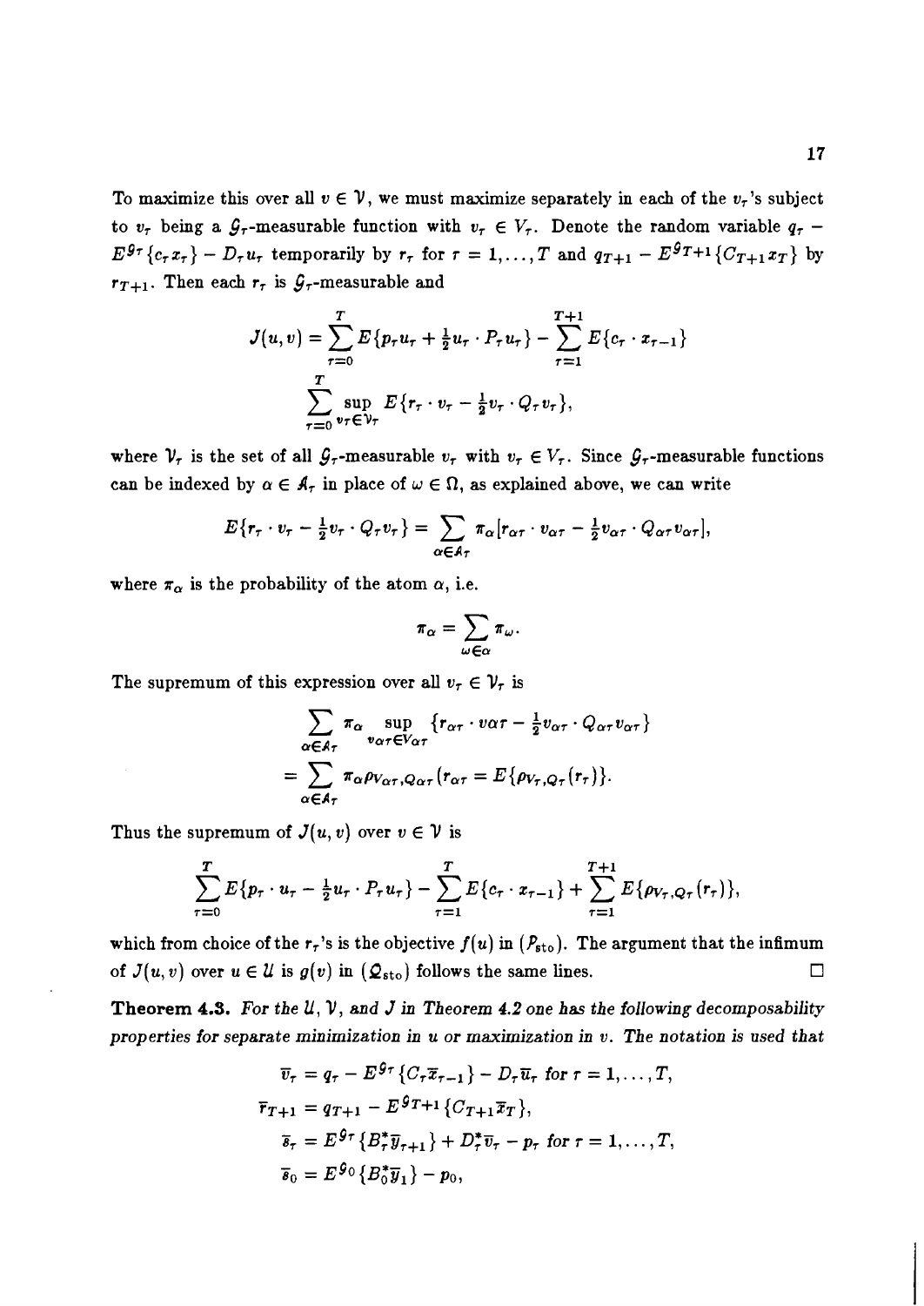To maximize this over all $v \in \mathcal{V}$, we must maximize separately in each of the $v_\tau$'s subject to $v_\tau$ being a $\mathcal{G}_\tau$-measurable function with $v_\tau \in V_\tau$. Denote the random variable $q_\tau - E^{\mathcal{G}_\tau}\{c_\tau x_\tau\} - D_\tau u_\tau$ temporarily by $r_\tau$ for $\tau = 1, \ldots, T$ and $q_{T+1} - E^{\mathcal{G}_{T+1}}\{C_{T+1} x_T\}$ by $r_{T+1}$. Then each $r_\tau$ is $\mathcal{G}_\tau$-measurable and

$$J(u,v) = \sum_{\tau=0}^{T} E\{p_\tau u_\tau + \tfrac{1}{2} u_\tau \cdot P_\tau u_\tau\} - \sum_{\tau=1}^{T+1} E\{c_\tau \cdot x_{\tau-1}\}$$
$$\sum_{\tau=0}^{T} \sup_{v_\tau \in \mathcal{V}_\tau} E\{r_\tau \cdot v_\tau - \tfrac{1}{2} v_\tau \cdot Q_\tau v_\tau\},$$

where $\mathcal{V}_\tau$ is the set of all $\mathcal{G}_\tau$-measurable $v_\tau$ with $v_\tau \in V_\tau$. Since $\mathcal{G}_\tau$-measurable functions can be indexed by $\alpha \in \mathcal{A}_\tau$ in place of $\omega \in \Omega$, as explained above, we can write

$$E\{r_\tau \cdot v_\tau - \tfrac{1}{2} v_\tau \cdot Q_\tau v_\tau\} = \sum_{\alpha \in \mathcal{A}_\tau} \pi_\alpha [r_{\alpha\tau} \cdot v_{\alpha\tau} - \tfrac{1}{2} v_{\alpha\tau} \cdot Q_{\alpha\tau} v_{\alpha\tau}],$$

where $\pi_\alpha$ is the probability of the atom $\alpha$, i.e.

$$\pi_\alpha = \sum_{\omega \in \alpha} \pi_\omega.$$

The supremum of this expression over all $v_\tau \in \mathcal{V}_\tau$ is

$$\sum_{\alpha \in \mathcal{A}_\tau} \pi_\alpha \sup_{v_{\alpha\tau} \in V_{\alpha\tau}} \{r_{\alpha\tau} \cdot v\alpha\tau - \tfrac{1}{2} v_{\alpha\tau} \cdot Q_{\alpha\tau} v_{\alpha\tau}\}$$
$$= \sum_{\alpha \in \mathcal{A}_\tau} \pi_\alpha \rho_{V_{\alpha\tau}, Q_{\alpha\tau}}(r_{\alpha\tau} = E\{\rho_{V_\tau, Q_\tau}(r_\tau)\}.$$

Thus the supremum of $J(u,v)$ over $v \in \mathcal{V}$ is

$$\sum_{\tau=0}^{T} E\{p_\tau \cdot u_\tau - \tfrac{1}{2} u_\tau \cdot P_\tau u_\tau\} - \sum_{\tau=1}^{T} E\{c_\tau \cdot x_{\tau-1}\} + \sum_{\tau=1}^{T+1} E\{\rho_{V_\tau, Q_\tau}(r_\tau)\},$$

which from choice of the $r_\tau$'s is the objective $f(u)$ in $(\mathcal{P}_{\text{sto}})$. The argument that the infimum of $J(u,v)$ over $u \in \mathcal{U}$ is $g(v)$ in $(\mathcal{Q}_{\text{sto}})$ follows the same lines. □

**Theorem 4.3.** *For the $\mathcal{U}$, $\mathcal{V}$, and $J$ in Theorem 4.2 one has the following decomposability properties for separate minimization in $u$ or maximization in $v$. The notation is used that*

$$\bar{v}_\tau = q_\tau - E^{\mathcal{G}_\tau}\{C_\tau \bar{x}_{\tau-1}\} - D_\tau \bar{u}_\tau \text{ for } \tau = 1, \ldots, T,$$
$$\bar{r}_{T+1} = q_{T+1} - E^{\mathcal{G}_{T+1}}\{C_{T+1} \bar{x}_T\},$$
$$\bar{s}_\tau = E^{\mathcal{G}_\tau}\{B_\tau^* \bar{y}_{\tau+1}\} + D_\tau^* \bar{v}_\tau - p_\tau \text{ for } \tau = 1, \ldots, T,$$
$$\bar{s}_0 = E^{\mathcal{G}_0}\{B_0^* \bar{y}_1\} - p_0,$$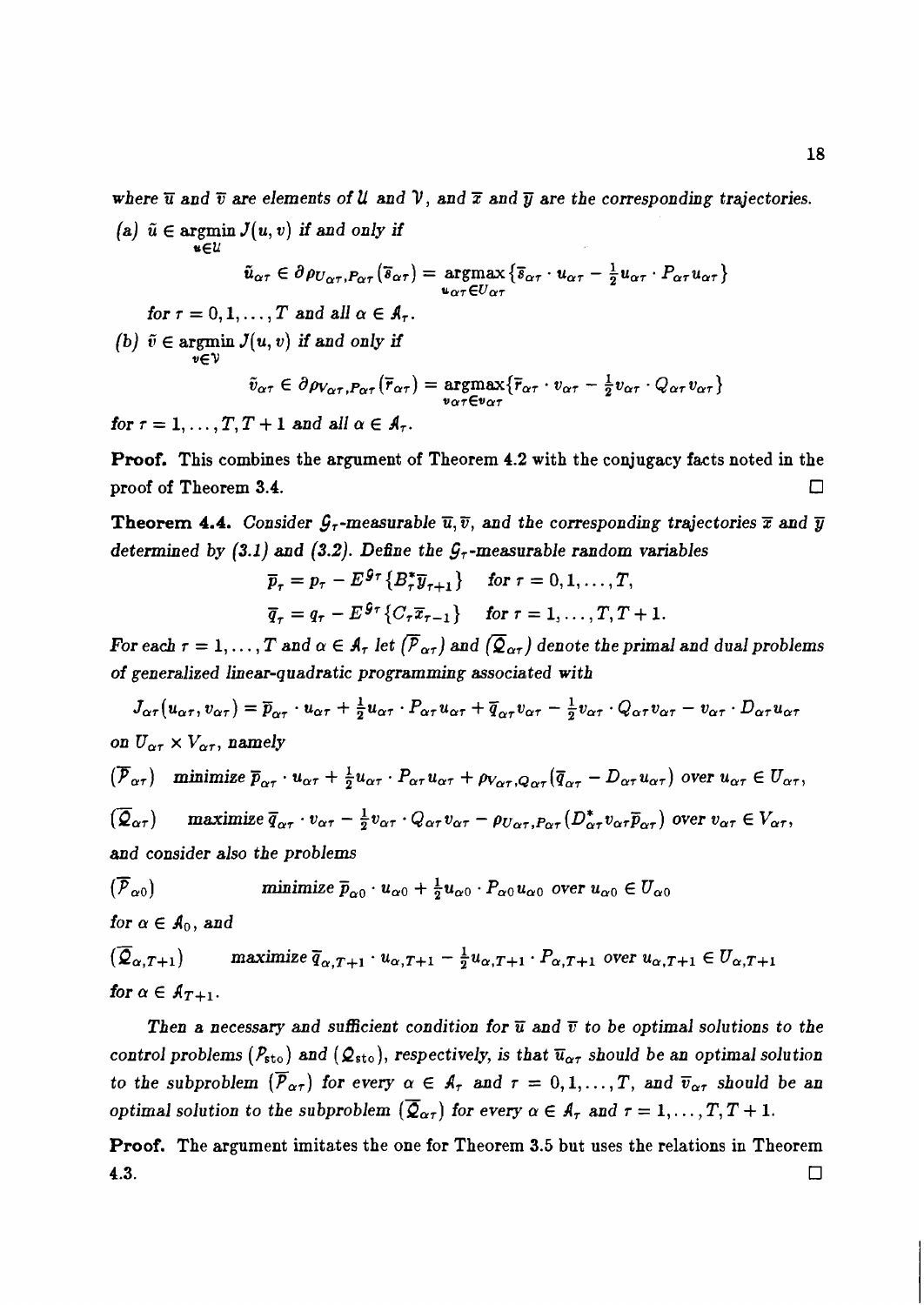where $\overline{u}$ and $\overline{v}$ are elements of $\mathcal{U}$ and $\mathcal{V}$, and $\overline{x}$ and $\overline{y}$ are the corresponding trajectories.

(a) $\tilde{u} \in \underset{u \in \mathcal{U}}{\operatorname{argmin}}\, J(u, v)$ if and only if

$$\tilde{u}_{\alpha\tau} \in \partial \rho_{U_{\alpha\tau}, P_{\alpha\tau}}(\overline{s}_{\alpha\tau}) = \underset{u_{\alpha\tau} \in U_{\alpha\tau}}{\operatorname{argmax}} \{\overline{s}_{\alpha\tau} \cdot u_{\alpha\tau} - \tfrac{1}{2} u_{\alpha\tau} \cdot P_{\alpha\tau} u_{\alpha\tau}\}$$

for $\tau = 0, 1, \ldots, T$ and all $\alpha \in \mathcal{A}_\tau$.

(b) $\tilde{v} \in \underset{v \in \mathcal{V}}{\operatorname{argmin}}\, J(u, v)$ if and only if

$$\tilde{v}_{\alpha\tau} \in \partial \rho_{V_{\alpha\tau}, P_{\alpha\tau}}(\overline{r}_{\alpha\tau}) = \underset{v_{\alpha\tau} \in v_{\alpha\tau}}{\operatorname{argmax}} \{\overline{r}_{\alpha\tau} \cdot v_{\alpha\tau} - \tfrac{1}{2} v_{\alpha\tau} \cdot Q_{\alpha\tau} v_{\alpha\tau}\}$$

for $\tau = 1, \ldots, T, T+1$ and all $\alpha \in \mathcal{A}_\tau$.

**Proof.** This combines the argument of Theorem 4.2 with the conjugacy facts noted in the proof of Theorem 3.4. □

**Theorem 4.4.** *Consider $\mathcal{G}_\tau$-measurable $\overline{u}, \overline{v}$, and the corresponding trajectories $\overline{x}$ and $\overline{y}$ determined by (3.1) and (3.2). Define the $\mathcal{G}_\tau$-measurable random variables*

$$\overline{p}_\tau = p_\tau - E^{\mathcal{G}_\tau}\{B_\tau^* \overline{y}_{\tau+1}\} \quad \text{for } \tau = 0, 1, \ldots, T,$$

$$\overline{q}_\tau = q_\tau - E^{\mathcal{G}_\tau}\{C_\tau \overline{x}_{\tau-1}\} \quad \text{for } \tau = 1, \ldots, T, T+1.$$

*For each $\tau = 1, \ldots, T$ and $\alpha \in \mathcal{A}_\tau$ let $(\overline{\mathcal{P}}_{\alpha\tau})$ and $(\overline{\mathcal{Q}}_{\alpha\tau})$ denote the primal and dual problems of generalized linear-quadratic programming associated with*

$$J_{\alpha\tau}(u_{\alpha\tau}, v_{\alpha\tau}) = \overline{p}_{\alpha\tau} \cdot u_{\alpha\tau} + \tfrac{1}{2} u_{\alpha\tau} \cdot P_{\alpha\tau} u_{\alpha\tau} + \overline{q}_{\alpha\tau} v_{\alpha\tau} - \tfrac{1}{2} v_{\alpha\tau} \cdot Q_{\alpha\tau} v_{\alpha\tau} - v_{\alpha\tau} \cdot D_{\alpha\tau} u_{\alpha\tau}$$

*on $U_{\alpha\tau} \times V_{\alpha\tau}$, namely*

$(\overline{\mathcal{P}}_{\alpha\tau})$ minimize $\overline{p}_{\alpha\tau} \cdot u_{\alpha\tau} + \tfrac{1}{2} u_{\alpha\tau} \cdot P_{\alpha\tau} u_{\alpha\tau} + \rho_{V_{\alpha\tau}, Q_{\alpha\tau}}(\overline{q}_{\alpha\tau} - D_{\alpha\tau} u_{\alpha\tau})$ over $u_{\alpha\tau} \in U_{\alpha\tau}$,

$(\overline{\mathcal{Q}}_{\alpha\tau})$ maximize $\overline{q}_{\alpha\tau} \cdot v_{\alpha\tau} - \tfrac{1}{2} v_{\alpha\tau} \cdot Q_{\alpha\tau} v_{\alpha\tau} - \rho_{U_{\alpha\tau}, P_{\alpha\tau}}(D_{\alpha\tau}^* v_{\alpha\tau} \overline{p}_{\alpha\tau})$ over $v_{\alpha\tau} \in V_{\alpha\tau}$,

*and consider also the problems*

$(\overline{\mathcal{P}}_{\alpha 0})$ minimize $\overline{p}_{\alpha 0} \cdot u_{\alpha 0} + \tfrac{1}{2} u_{\alpha 0} \cdot P_{\alpha 0} u_{\alpha 0}$ over $u_{\alpha 0} \in U_{\alpha 0}$

*for $\alpha \in \mathcal{A}_0$, and*

$(\overline{\mathcal{Q}}_{\alpha, T+1})$ maximize $\overline{q}_{\alpha, T+1} \cdot u_{\alpha, T+1} - \tfrac{1}{2} u_{\alpha, T+1} \cdot P_{\alpha, T+1}$ over $u_{\alpha, T+1} \in U_{\alpha, T+1}$

*for $\alpha \in \mathcal{A}_{T+1}$.*

*Then a necessary and sufficient condition for $\overline{u}$ and $\overline{v}$ to be optimal solutions to the control problems $(\mathcal{P}_{\text{sto}})$ and $(\mathcal{Q}_{\text{sto}})$, respectively, is that $\overline{u}_{\alpha\tau}$ should be an optimal solution to the subproblem $(\overline{\mathcal{P}}_{\alpha\tau})$ for every $\alpha \in \mathcal{A}_\tau$ and $\tau = 0, 1, \ldots, T$, and $\overline{v}_{\alpha\tau}$ should be an optimal solution to the subproblem $(\overline{\mathcal{Q}}_{\alpha\tau})$ for every $\alpha \in \mathcal{A}_\tau$ and $\tau = 1, \ldots, T, T+1$.*

**Proof.** The argument imitates the one for Theorem 3.5 but uses the relations in Theorem 4.3. □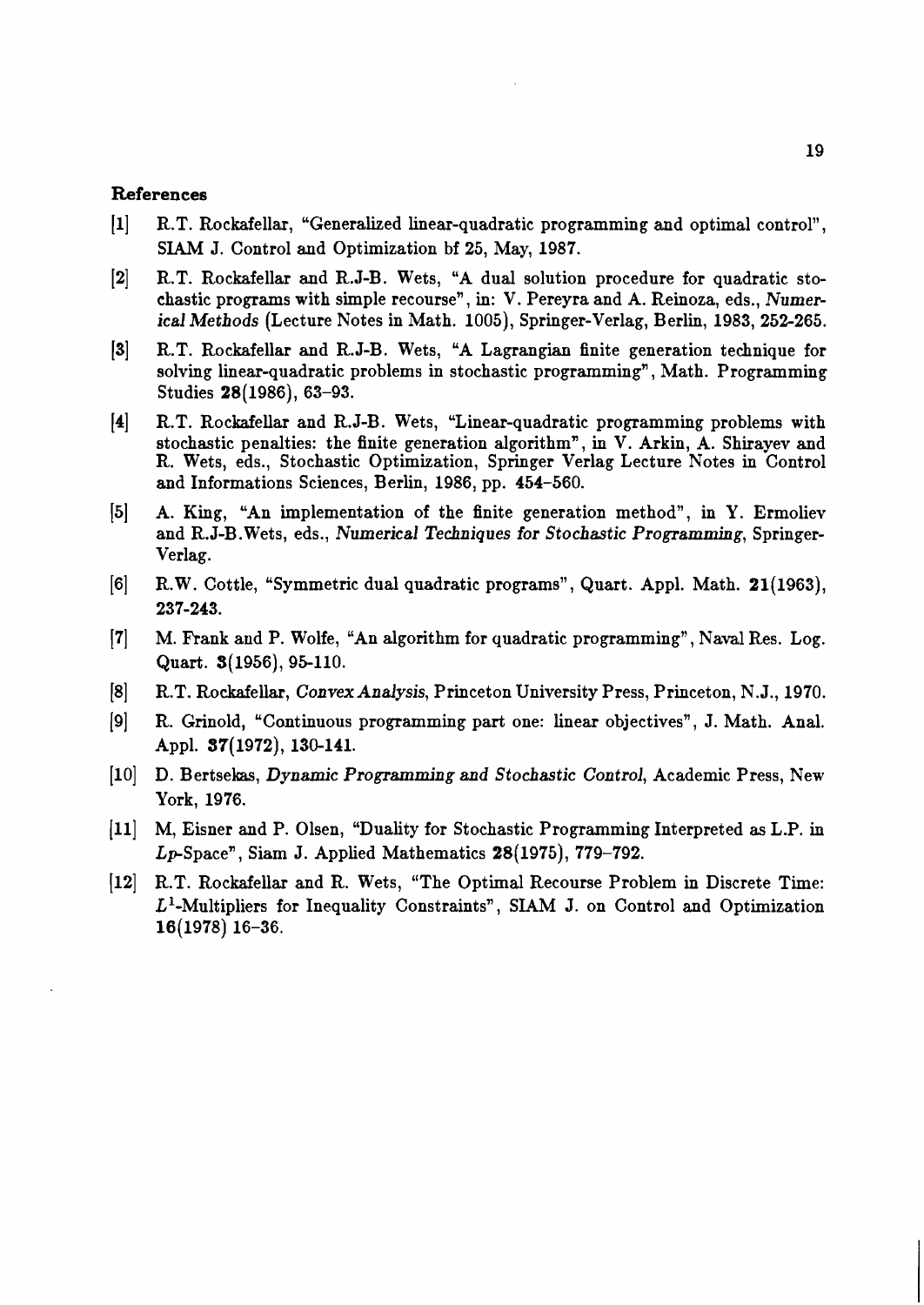## References

[1] R.T. Rockafellar, "Generalized linear-quadratic programming and optimal control", SIAM J. Control and Optimization bf 25, May, 1987.

[2] R.T. Rockafellar and R.J-B. Wets, "A dual solution procedure for quadratic stochastic programs with simple recourse", in: V. Pereyra and A. Reinoza, eds., *Numerical Methods* (Lecture Notes in Math. 1005), Springer-Verlag, Berlin, 1983, 252-265.

[3] R.T. Rockafellar and R.J-B. Wets, "A Lagrangian finite generation technique for solving linear-quadratic problems in stochastic programming", Math. Programming Studies **28**(1986), 63–93.

[4] R.T. Rockafellar and R.J-B. Wets, "Linear-quadratic programming problems with stochastic penalties: the finite generation algorithm", in V. Arkin, A. Shirayev and R. Wets, eds., Stochastic Optimization, Springer Verlag Lecture Notes in Control and Informations Sciences, Berlin, 1986, pp. 454–560.

[5] A. King, "An implementation of the finite generation method", in Y. Ermoliev and R.J-B.Wets, eds., *Numerical Techniques for Stochastic Programming*, Springer-Verlag.

[6] R.W. Cottle, "Symmetric dual quadratic programs", Quart. Appl. Math. **21**(1963), 237-243.

[7] M. Frank and P. Wolfe, "An algorithm for quadratic programming", Naval Res. Log. Quart. **3**(1956), 95-110.

[8] R.T. Rockafellar, *Convex Analysis*, Princeton University Press, Princeton, N.J., 1970.

[9] R. Grinold, "Continuous programming part one: linear objectives", J. Math. Anal. Appl. **37**(1972), 130-141.

[10] D. Bertsekas, *Dynamic Programming and Stochastic Control*, Academic Press, New York, 1976.

[11] M, Eisner and P. Olsen, "Duality for Stochastic Programming Interpreted as L.P. in $Lp$-Space", Siam J. Applied Mathematics **28**(1975), 779–792.

[12] R.T. Rockafellar and R. Wets, "The Optimal Recourse Problem in Discrete Time: $L^1$-Multipliers for Inequality Constraints", SIAM J. on Control and Optimization **16**(1978) 16–36.